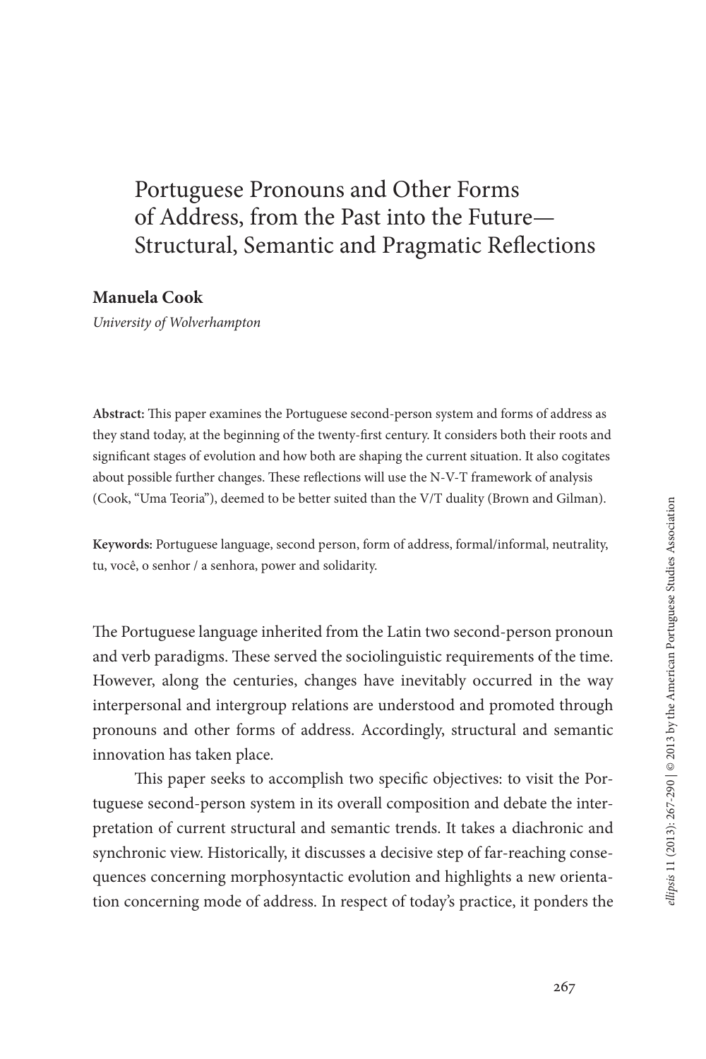# Portuguese Pronouns and Other Forms of Address, from the Past into the Future—Structural, Semantic and Pragmatic Reflections

**Manuela Cook**

*University of Wolverhampton*

**Abstract:** This paper examines the Portuguese second-person system and forms of address as they stand today, at the beginning of the twenty-first century. It considers both their roots and significant stages of evolution and how both are shaping the current situation. It also cogitates about possible further changes. These reflections will use the N-V-T framework of analysis (Cook, "Uma Teoria"), deemed to be better suited than the V/T duality (Brown and Gilman).

**Keywords:** Portuguese language, second person, form of address, formal/informal, neutrality, tu, você, o senhor / a senhora, power and solidarity.

The Portuguese language inherited from the Latin two second-person pronoun and verb paradigms. These served the sociolinguistic requirements of the time. However, along the centuries, changes have inevitably occurred in the way interpersonal and intergroup relations are understood and promoted through pronouns and other forms of address. Accordingly, structural and semantic innovation has taken place.

This paper seeks to accomplish two specific objectives: to visit the Portuguese second-person system in its overall composition and debate the interpretation of current structural and semantic trends. It takes a diachronic and synchronic view. Historically, it discusses a decisive step of far-reaching consequences concerning morphosyntactic evolution and highlights a new orientation concerning mode of address. In respect of today's practice, it ponders the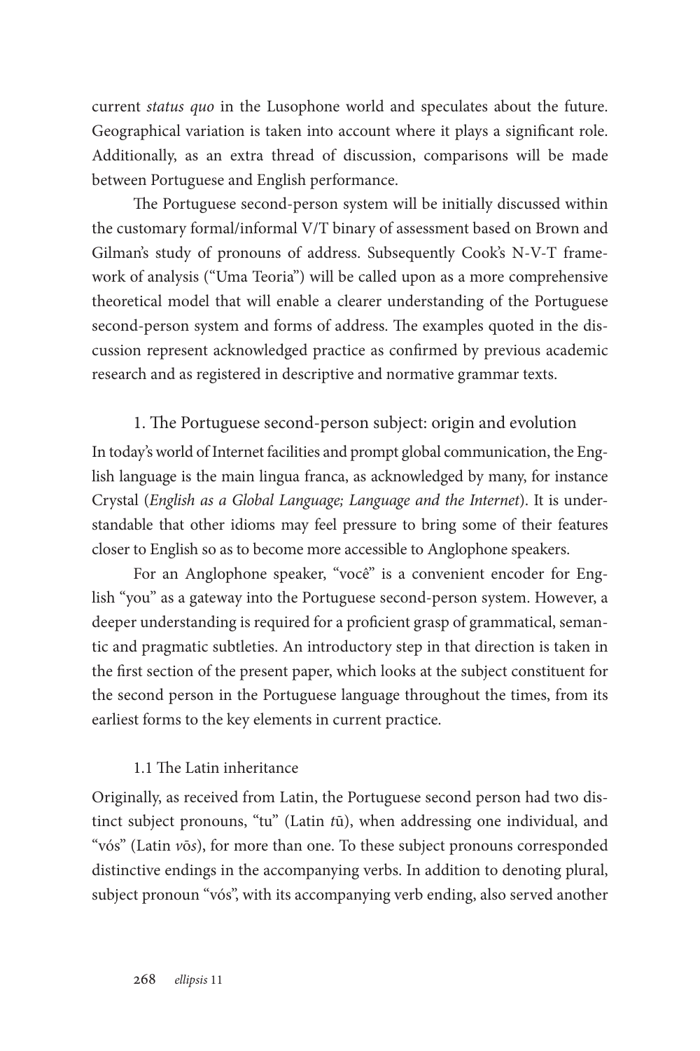current *status quo* in the Lusophone world and speculates about the future. Geographical variation is taken into account where it plays a significant role. Additionally, as an extra thread of discussion, comparisons will be made between Portuguese and English performance.

The Portuguese second-person system will be initially discussed within the customary formal/informal V/T binary of assessment based on Brown and Gilman's study of pronouns of address. Subsequently Cook's N-V-T framework of analysis ("Uma Teoria") will be called upon as a more comprehensive theoretical model that will enable a clearer understanding of the Portuguese second-person system and forms of address. The examples quoted in the discussion represent acknowledged practice as confirmed by previous academic research and as registered in descriptive and normative grammar texts.

## 1. The Portuguese second-person subject: origin and evolution

In today's world of Internet facilities and prompt global communication, the English language is the main lingua franca, as acknowledged by many, for instance Crystal (*English as a Global Language; Language and the Internet*). It is understandable that other idioms may feel pressure to bring some of their features closer to English so as to become more accessible to Anglophone speakers.

For an Anglophone speaker, "você" is a convenient encoder for English "you" as a gateway into the Portuguese second-person system. However, a deeper understanding is required for a proficient grasp of grammatical, semantic and pragmatic subtleties. An introductory step in that direction is taken in the first section of the present paper, which looks at the subject constituent for the second person in the Portuguese language throughout the times, from its earliest forms to the key elements in current practice.

### 1.1 The Latin inheritance

Originally, as received from Latin, the Portuguese second person had two distinct subject pronouns, "tu" (Latin *tū*), when addressing one individual, and "vós" (Latin *vōs*), for more than one. To these subject pronouns corresponded distinctive endings in the accompanying verbs. In addition to denoting plural, subject pronoun "vós", with its accompanying verb ending, also served another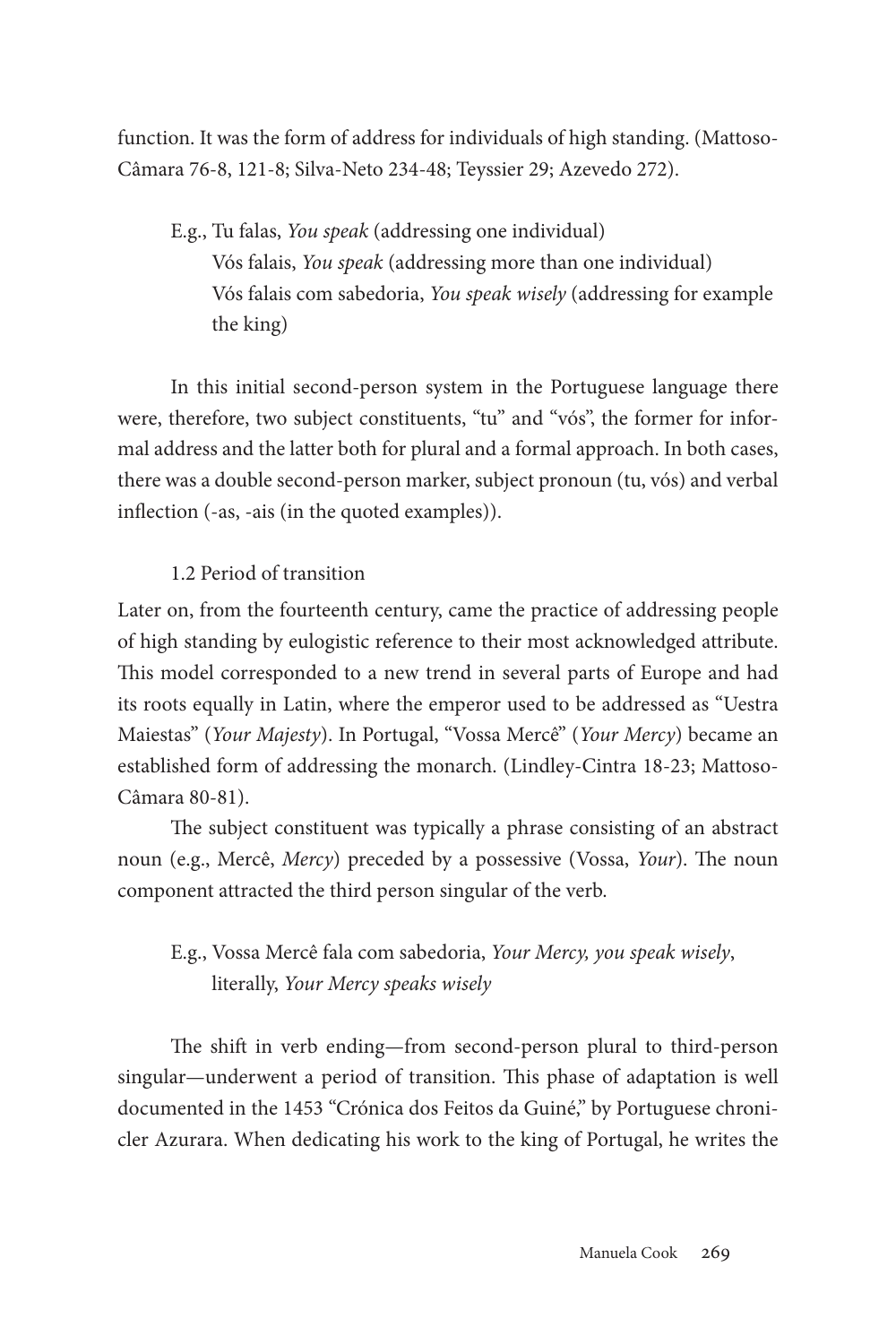function. It was the form of address for individuals of high standing. (Mattoso-Câmara 76-8, 121-8; Silva-Neto 234-48; Teyssier 29; Azevedo 272).

E.g., Tu falas, *You speak* (addressing one individual)
Vós falais, *You speak* (addressing more than one individual)
Vós falais com sabedoria, *You speak wisely* (addressing for example the king)

In this initial second-person system in the Portuguese language there were, therefore, two subject constituents, "tu" and "vós", the former for informal address and the latter both for plural and a formal approach. In both cases, there was a double second-person marker, subject pronoun (tu, vós) and verbal inflection (-as, -ais (in the quoted examples)).

### 1.2 Period of transition

Later on, from the fourteenth century, came the practice of addressing people of high standing by eulogistic reference to their most acknowledged attribute. This model corresponded to a new trend in several parts of Europe and had its roots equally in Latin, where the emperor used to be addressed as "Uestra Maiestas" (*Your Majesty*). In Portugal, "Vossa Mercê" (*Your Mercy*) became an established form of addressing the monarch. (Lindley-Cintra 18-23; Mattoso-Câmara 80-81).

The subject constituent was typically a phrase consisting of an abstract noun (e.g., Mercê, *Mercy*) preceded by a possessive (Vossa, *Your*). The noun component attracted the third person singular of the verb.

E.g., Vossa Mercê fala com sabedoria, *Your Mercy, you speak wisely*, literally, *Your Mercy speaks wisely*

The shift in verb ending—from second-person plural to third-person singular—underwent a period of transition. This phase of adaptation is well documented in the 1453 "Crónica dos Feitos da Guiné," by Portuguese chronicler Azurara. When dedicating his work to the king of Portugal, he writes the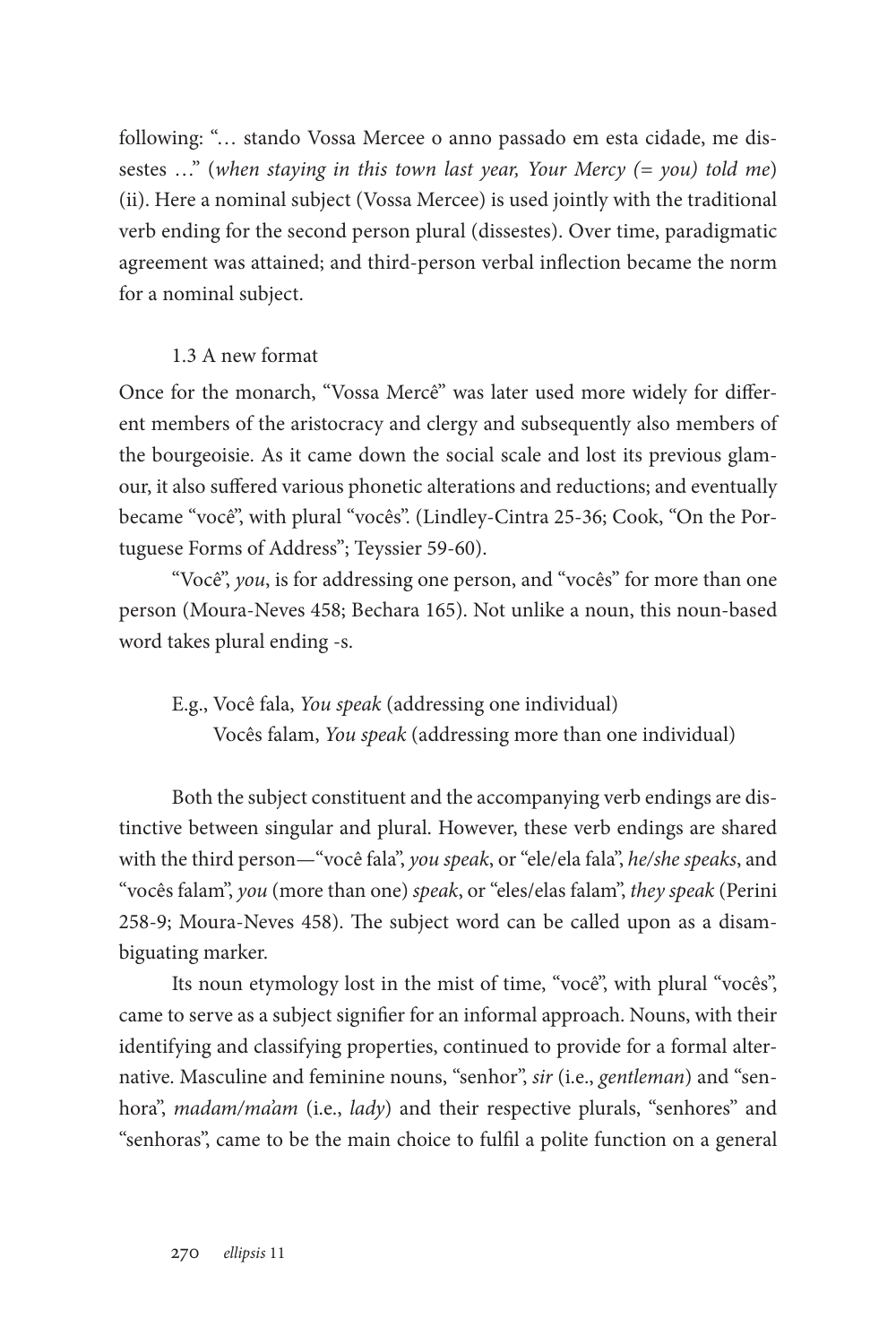following: "… stando Vossa Mercee o anno passado em esta cidade, me dissestes …" (*when staying in this town last year, Your Mercy (= you) told me*) (ii). Here a nominal subject (Vossa Mercee) is used jointly with the traditional verb ending for the second person plural (dissestes). Over time, paradigmatic agreement was attained; and third-person verbal inflection became the norm for a nominal subject.

### 1.3 A new format

Once for the monarch, "Vossa Mercê" was later used more widely for different members of the aristocracy and clergy and subsequently also members of the bourgeoisie. As it came down the social scale and lost its previous glamour, it also suffered various phonetic alterations and reductions; and eventually became "você", with plural "vocês". (Lindley-Cintra 25-36; Cook, "On the Portuguese Forms of Address"; Teyssier 59-60).

"Você", *you*, is for addressing one person, and "vocês" for more than one person (Moura-Neves 458; Bechara 165). Not unlike a noun, this noun-based word takes plural ending -s.

E.g., Você fala, *You speak* (addressing one individual)
Vocês falam, *You speak* (addressing more than one individual)

Both the subject constituent and the accompanying verb endings are distinctive between singular and plural. However, these verb endings are shared with the third person—"você fala", *you speak*, or "ele/ela fala", *he/she speaks*, and "vocês falam", *you* (more than one) *speak*, or "eles/elas falam", *they speak* (Perini 258-9; Moura-Neves 458). The subject word can be called upon as a disambiguating marker.

Its noun etymology lost in the mist of time, "você", with plural "vocês", came to serve as a subject signifier for an informal approach. Nouns, with their identifying and classifying properties, continued to provide for a formal alternative. Masculine and feminine nouns, "senhor", *sir* (i.e., *gentleman*) and "senhora", *madam/ma'am* (i.e., *lady*) and their respective plurals, "senhores" and "senhoras", came to be the main choice to fulfil a polite function on a general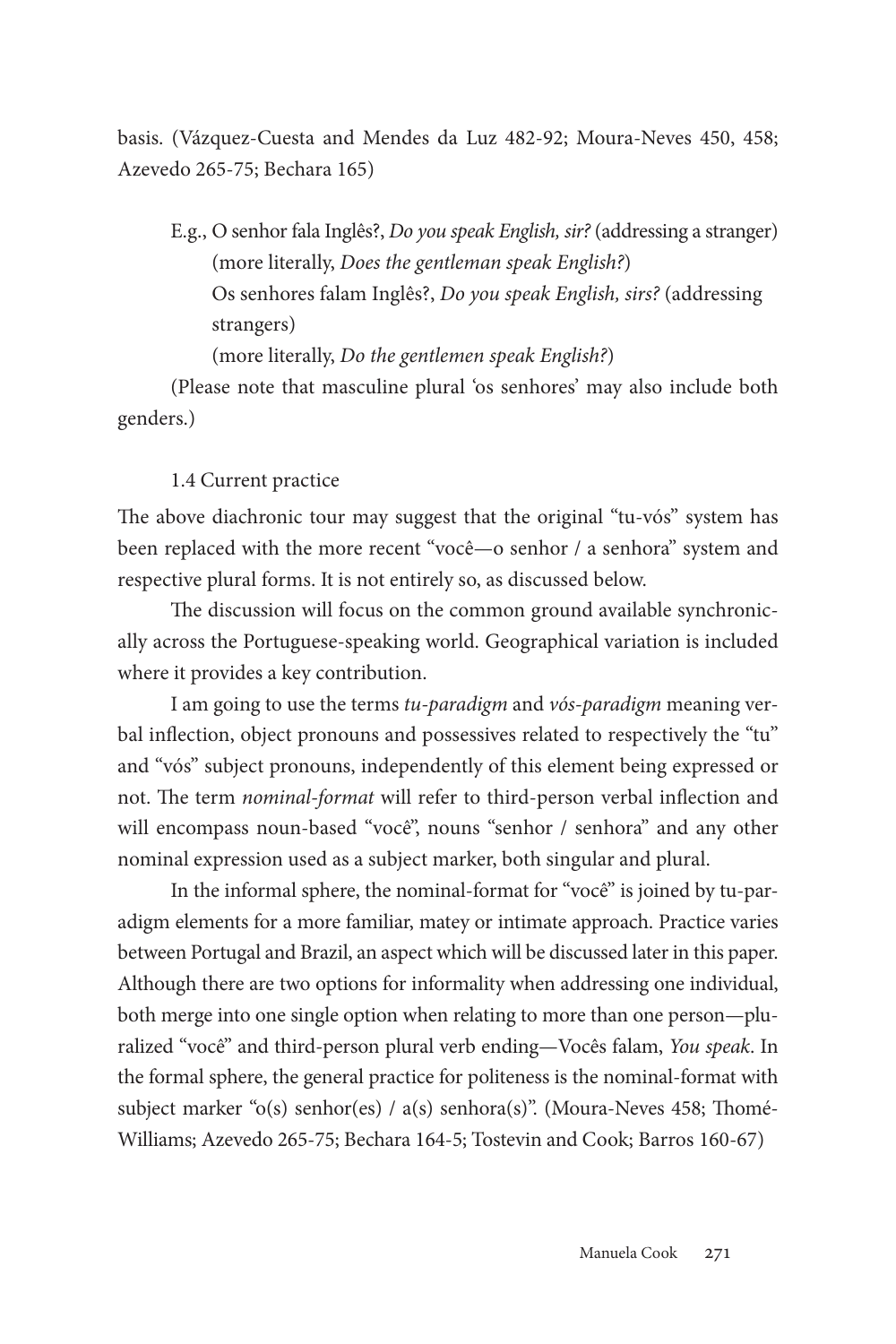basis. (Vázquez-Cuesta and Mendes da Luz 482-92; Moura-Neves 450, 458; Azevedo 265-75; Bechara 165)

E.g., O senhor fala Inglês?, *Do you speak English, sir?* (addressing a stranger)
(more literally, *Does the gentleman speak English?*)
Os senhores falam Inglês?, *Do you speak English, sirs?* (addressing strangers)
(more literally, *Do the gentlemen speak English?*)

(Please note that masculine plural 'os senhores' may also include both genders.)

1.4 Current practice

The above diachronic tour may suggest that the original "tu-vós" system has been replaced with the more recent "você—o senhor / a senhora" system and respective plural forms. It is not entirely so, as discussed below.

The discussion will focus on the common ground available synchronically across the Portuguese-speaking world. Geographical variation is included where it provides a key contribution.

I am going to use the terms *tu-paradigm* and *vós-paradigm* meaning verbal inflection, object pronouns and possessives related to respectively the "tu" and "vós" subject pronouns, independently of this element being expressed or not. The term *nominal-format* will refer to third-person verbal inflection and will encompass noun-based "você", nouns "senhor / senhora" and any other nominal expression used as a subject marker, both singular and plural.

In the informal sphere, the nominal-format for "você" is joined by tu-paradigm elements for a more familiar, matey or intimate approach. Practice varies between Portugal and Brazil, an aspect which will be discussed later in this paper. Although there are two options for informality when addressing one individual, both merge into one single option when relating to more than one person—pluralized "você" and third-person plural verb ending—Vocês falam, *You speak*. In the formal sphere, the general practice for politeness is the nominal-format with subject marker "o(s) senhor(es) / a(s) senhora(s)". (Moura-Neves 458; Thomé-Williams; Azevedo 265-75; Bechara 164-5; Tostevin and Cook; Barros 160-67)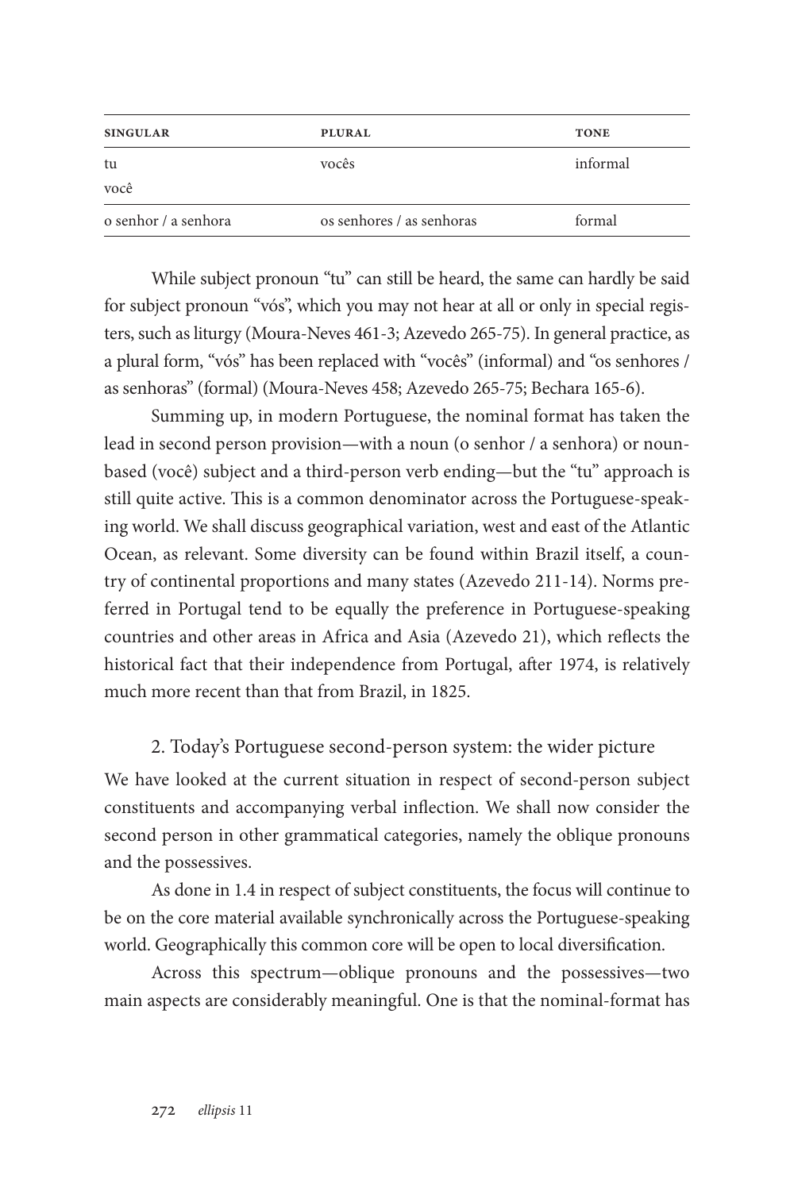| SINGULAR | PLURAL | TONE |
|---|---|---|
| tu<br>você | vocês | informal |
| o senhor / a senhora | os senhores / as senhoras | formal |

While subject pronoun "tu" can still be heard, the same can hardly be said for subject pronoun "vós", which you may not hear at all or only in special registers, such as liturgy (Moura-Neves 461-3; Azevedo 265-75). In general practice, as a plural form, "vós" has been replaced with "vocês" (informal) and "os senhores / as senhoras" (formal) (Moura-Neves 458; Azevedo 265-75; Bechara 165-6).

Summing up, in modern Portuguese, the nominal format has taken the lead in second person provision—with a noun (o senhor / a senhora) or noun-based (você) subject and a third-person verb ending—but the "tu" approach is still quite active. This is a common denominator across the Portuguese-speaking world. We shall discuss geographical variation, west and east of the Atlantic Ocean, as relevant. Some diversity can be found within Brazil itself, a country of continental proportions and many states (Azevedo 211-14). Norms preferred in Portugal tend to be equally the preference in Portuguese-speaking countries and other areas in Africa and Asia (Azevedo 21), which reflects the historical fact that their independence from Portugal, after 1974, is relatively much more recent than that from Brazil, in 1825.

## 2. Today's Portuguese second-person system: the wider picture

We have looked at the current situation in respect of second-person subject constituents and accompanying verbal inflection. We shall now consider the second person in other grammatical categories, namely the oblique pronouns and the possessives.

As done in 1.4 in respect of subject constituents, the focus will continue to be on the core material available synchronically across the Portuguese-speaking world. Geographically this common core will be open to local diversification.

Across this spectrum—oblique pronouns and the possessives—two main aspects are considerably meaningful. One is that the nominal-format has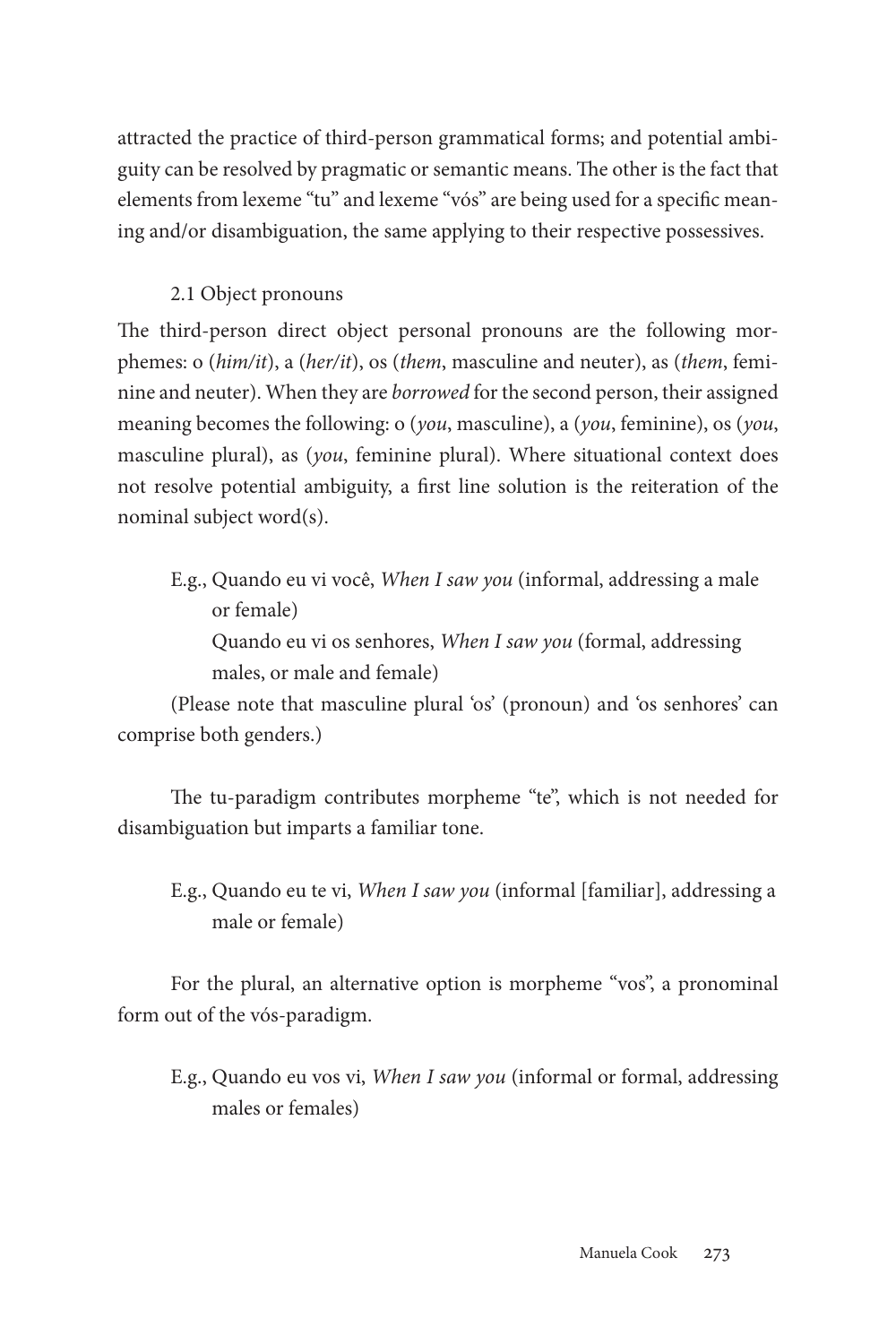attracted the practice of third-person grammatical forms; and potential ambiguity can be resolved by pragmatic or semantic means. The other is the fact that elements from lexeme "tu" and lexeme "vós" are being used for a specific meaning and/or disambiguation, the same applying to their respective possessives.

### 2.1 Object pronouns

The third-person direct object personal pronouns are the following morphemes: o (*him/it*), a (*her/it*), os (*them*, masculine and neuter), as (*them*, feminine and neuter). When they are *borrowed* for the second person, their assigned meaning becomes the following: o (*you*, masculine), a (*you*, feminine), os (*you*, masculine plural), as (*you*, feminine plural). Where situational context does not resolve potential ambiguity, a first line solution is the reiteration of the nominal subject word(s).

E.g., Quando eu vi você, *When I saw you* (informal, addressing a male or female)
Quando eu vi os senhores, *When I saw you* (formal, addressing males, or male and female)

(Please note that masculine plural 'os' (pronoun) and 'os senhores' can comprise both genders.)

The tu-paradigm contributes morpheme "te", which is not needed for disambiguation but imparts a familiar tone.

E.g., Quando eu te vi, *When I saw you* (informal [familiar], addressing a male or female)

For the plural, an alternative option is morpheme "vos", a pronominal form out of the vós-paradigm.

E.g., Quando eu vos vi, *When I saw you* (informal or formal, addressing males or females)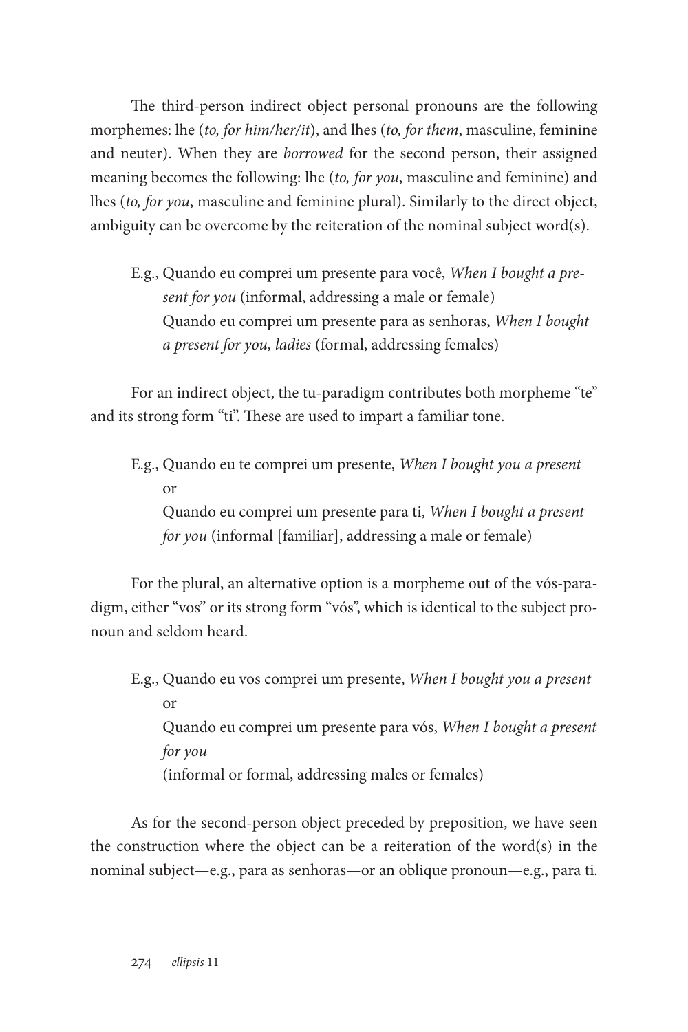The third-person indirect object personal pronouns are the following morphemes: lhe (*to, for him/her/it*), and lhes (*to, for them*, masculine, feminine and neuter). When they are *borrowed* for the second person, their assigned meaning becomes the following: lhe (*to, for you*, masculine and feminine) and lhes (*to, for you*, masculine and feminine plural). Similarly to the direct object, ambiguity can be overcome by the reiteration of the nominal subject word(s).

E.g., Quando eu comprei um presente para você, *When I bought a present for you* (informal, addressing a male or female)
Quando eu comprei um presente para as senhoras, *When I bought a present for you, ladies* (formal, addressing females)

For an indirect object, the tu-paradigm contributes both morpheme "te" and its strong form "ti". These are used to impart a familiar tone.

E.g., Quando eu te comprei um presente, *When I bought you a present*
or
Quando eu comprei um presente para ti, *When I bought a present for you* (informal [familiar], addressing a male or female)

For the plural, an alternative option is a morpheme out of the vós-paradigm, either "vos" or its strong form "vós", which is identical to the subject pronoun and seldom heard.

E.g., Quando eu vos comprei um presente, *When I bought you a present*
or
Quando eu comprei um presente para vós, *When I bought a present for you*
(informal or formal, addressing males or females)

As for the second-person object preceded by preposition, we have seen the construction where the object can be a reiteration of the word(s) in the nominal subject—e.g., para as senhoras—or an oblique pronoun—e.g., para ti.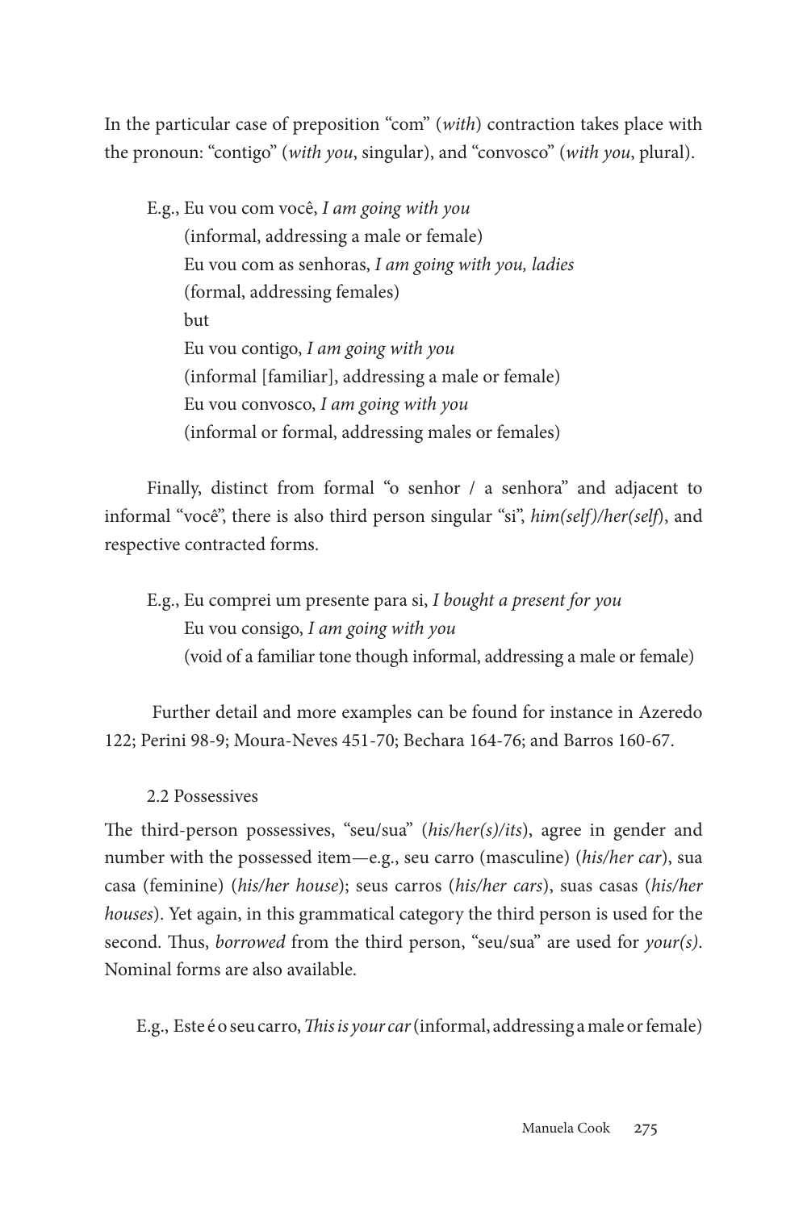In the particular case of preposition "com" (*with*) contraction takes place with the pronoun: "contigo" (*with you*, singular), and "convosco" (*with you*, plural).

E.g., Eu vou com você, *I am going with you*
(informal, addressing a male or female)
Eu vou com as senhoras, *I am going with you, ladies*
(formal, addressing females)
but
Eu vou contigo, *I am going with you*
(informal [familiar], addressing a male or female)
Eu vou convosco, *I am going with you*
(informal or formal, addressing males or females)

Finally, distinct from formal "o senhor / a senhora" and adjacent to informal "você", there is also third person singular "si", *him(self)/her(self)*, and respective contracted forms.

E.g., Eu comprei um presente para si, *I bought a present for you*
Eu vou consigo, *I am going with you*
(void of a familiar tone though informal, addressing a male or female)

Further detail and more examples can be found for instance in Azeredo 122; Perini 98-9; Moura-Neves 451-70; Bechara 164-76; and Barros 160-67.

### 2.2 Possessives

The third-person possessives, "seu/sua" (*his/her(s)/its*), agree in gender and number with the possessed item—e.g., seu carro (masculine) (*his/her car*), sua casa (feminine) (*his/her house*); seus carros (*his/her cars*), suas casas (*his/her houses*). Yet again, in this grammatical category the third person is used for the second. Thus, *borrowed* from the third person, "seu/sua" are used for *your(s)*. Nominal forms are also available.

E.g., Este é o seu carro, *This is your car* (informal, addressing a male or female)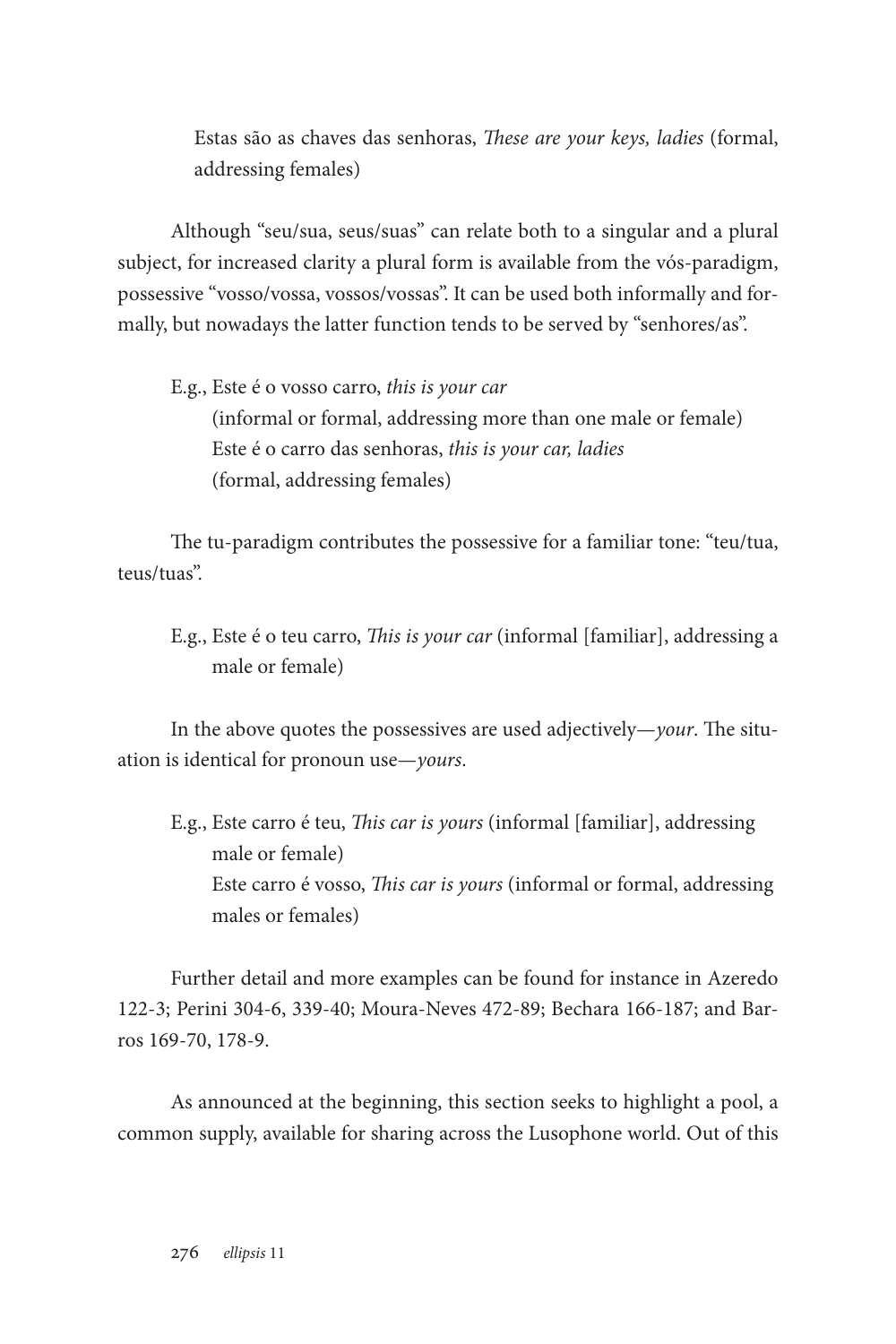Estas são as chaves das senhoras, *These are your keys, ladies* (formal, addressing females)

Although "seu/sua, seus/suas" can relate both to a singular and a plural subject, for increased clarity a plural form is available from the vós-paradigm, possessive "vosso/vossa, vossos/vossas". It can be used both informally and formally, but nowadays the latter function tends to be served by "senhores/as".

E.g., Este é o vosso carro, *this is your car*
(informal or formal, addressing more than one male or female)
Este é o carro das senhoras, *this is your car, ladies*
(formal, addressing females)

The tu-paradigm contributes the possessive for a familiar tone: "teu/tua, teus/tuas".

E.g., Este é o teu carro, *This is your car* (informal [familiar], addressing a male or female)

In the above quotes the possessives are used adjectively—*your*. The situation is identical for pronoun use—*yours*.

E.g., Este carro é teu, *This car is yours* (informal [familiar], addressing male or female)
Este carro é vosso, *This car is yours* (informal or formal, addressing males or females)

Further detail and more examples can be found for instance in Azeredo 122-3; Perini 304-6, 339-40; Moura-Neves 472-89; Bechara 166-187; and Barros 169-70, 178-9.

As announced at the beginning, this section seeks to highlight a pool, a common supply, available for sharing across the Lusophone world. Out of this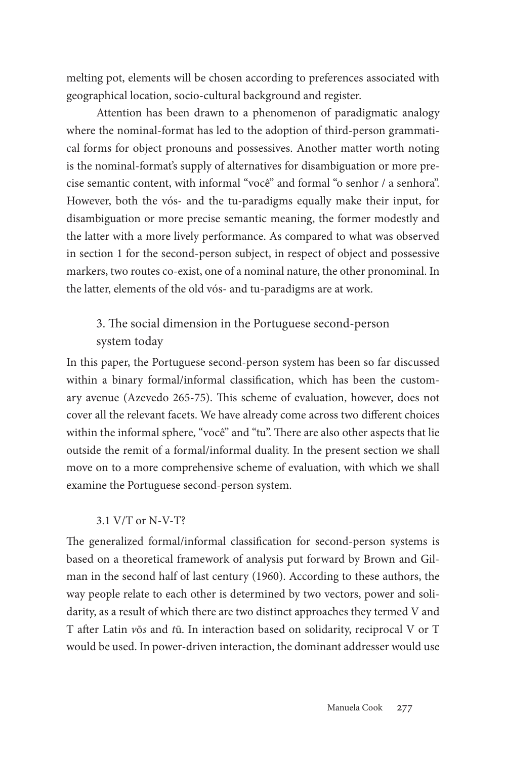melting pot, elements will be chosen according to preferences associated with geographical location, socio-cultural background and register.

Attention has been drawn to a phenomenon of paradigmatic analogy where the nominal-format has led to the adoption of third-person grammatical forms for object pronouns and possessives. Another matter worth noting is the nominal-format's supply of alternatives for disambiguation or more precise semantic content, with informal "você" and formal "o senhor / a senhora". However, both the vós- and the tu-paradigms equally make their input, for disambiguation or more precise semantic meaning, the former modestly and the latter with a more lively performance. As compared to what was observed in section 1 for the second-person subject, in respect of object and possessive markers, two routes co-exist, one of a nominal nature, the other pronominal. In the latter, elements of the old vós- and tu-paradigms are at work.

## 3. The social dimension in the Portuguese second-person system today

In this paper, the Portuguese second-person system has been so far discussed within a binary formal/informal classification, which has been the customary avenue (Azevedo 265-75). This scheme of evaluation, however, does not cover all the relevant facets. We have already come across two different choices within the informal sphere, "você" and "tu". There are also other aspects that lie outside the remit of a formal/informal duality. In the present section we shall move on to a more comprehensive scheme of evaluation, with which we shall examine the Portuguese second-person system.

### 3.1 V/T or N-V-T?

The generalized formal/informal classification for second-person systems is based on a theoretical framework of analysis put forward by Brown and Gilman in the second half of last century (1960). According to these authors, the way people relate to each other is determined by two vectors, power and solidarity, as a result of which there are two distinct approaches they termed V and T after Latin *vōs* and *tū*. In interaction based on solidarity, reciprocal V or T would be used. In power-driven interaction, the dominant addresser would use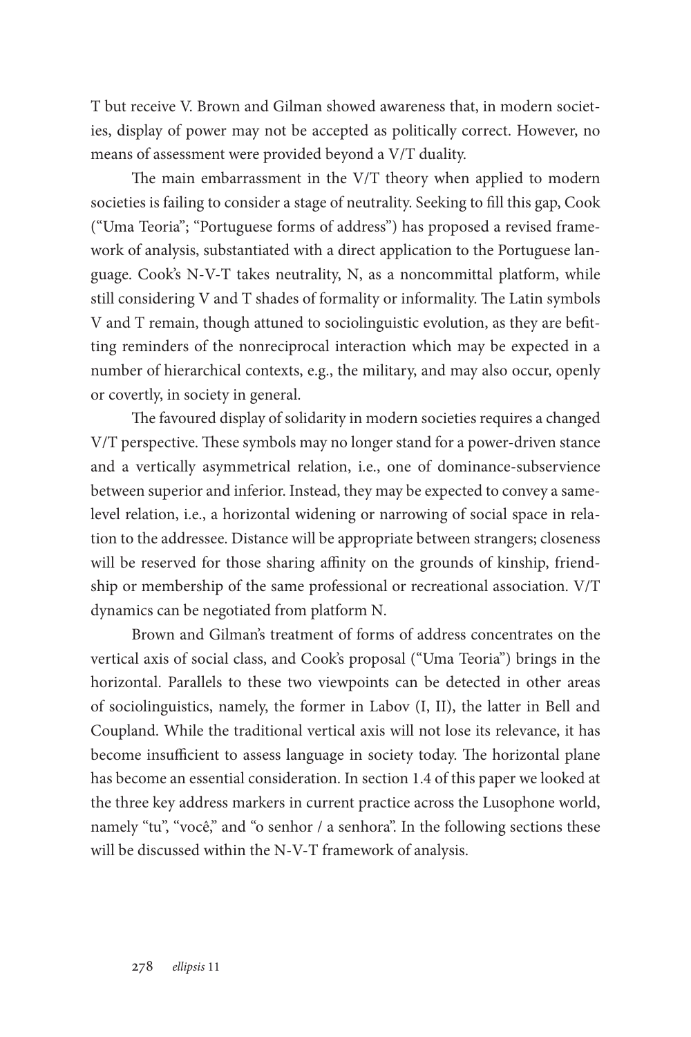T but receive V. Brown and Gilman showed awareness that, in modern societies, display of power may not be accepted as politically correct. However, no means of assessment were provided beyond a V/T duality.

The main embarrassment in the V/T theory when applied to modern societies is failing to consider a stage of neutrality. Seeking to fill this gap, Cook ("Uma Teoria"; "Portuguese forms of address") has proposed a revised framework of analysis, substantiated with a direct application to the Portuguese language. Cook's N-V-T takes neutrality, N, as a noncommittal platform, while still considering V and T shades of formality or informality. The Latin symbols V and T remain, though attuned to sociolinguistic evolution, as they are befitting reminders of the nonreciprocal interaction which may be expected in a number of hierarchical contexts, e.g., the military, and may also occur, openly or covertly, in society in general.

The favoured display of solidarity in modern societies requires a changed V/T perspective. These symbols may no longer stand for a power-driven stance and a vertically asymmetrical relation, i.e., one of dominance-subservience between superior and inferior. Instead, they may be expected to convey a same-level relation, i.e., a horizontal widening or narrowing of social space in relation to the addressee. Distance will be appropriate between strangers; closeness will be reserved for those sharing affinity on the grounds of kinship, friendship or membership of the same professional or recreational association. V/T dynamics can be negotiated from platform N.

Brown and Gilman's treatment of forms of address concentrates on the vertical axis of social class, and Cook's proposal ("Uma Teoria") brings in the horizontal. Parallels to these two viewpoints can be detected in other areas of sociolinguistics, namely, the former in Labov (I, II), the latter in Bell and Coupland. While the traditional vertical axis will not lose its relevance, it has become insufficient to assess language in society today. The horizontal plane has become an essential consideration. In section 1.4 of this paper we looked at the three key address markers in current practice across the Lusophone world, namely "tu", "você," and "o senhor / a senhora". In the following sections these will be discussed within the N-V-T framework of analysis.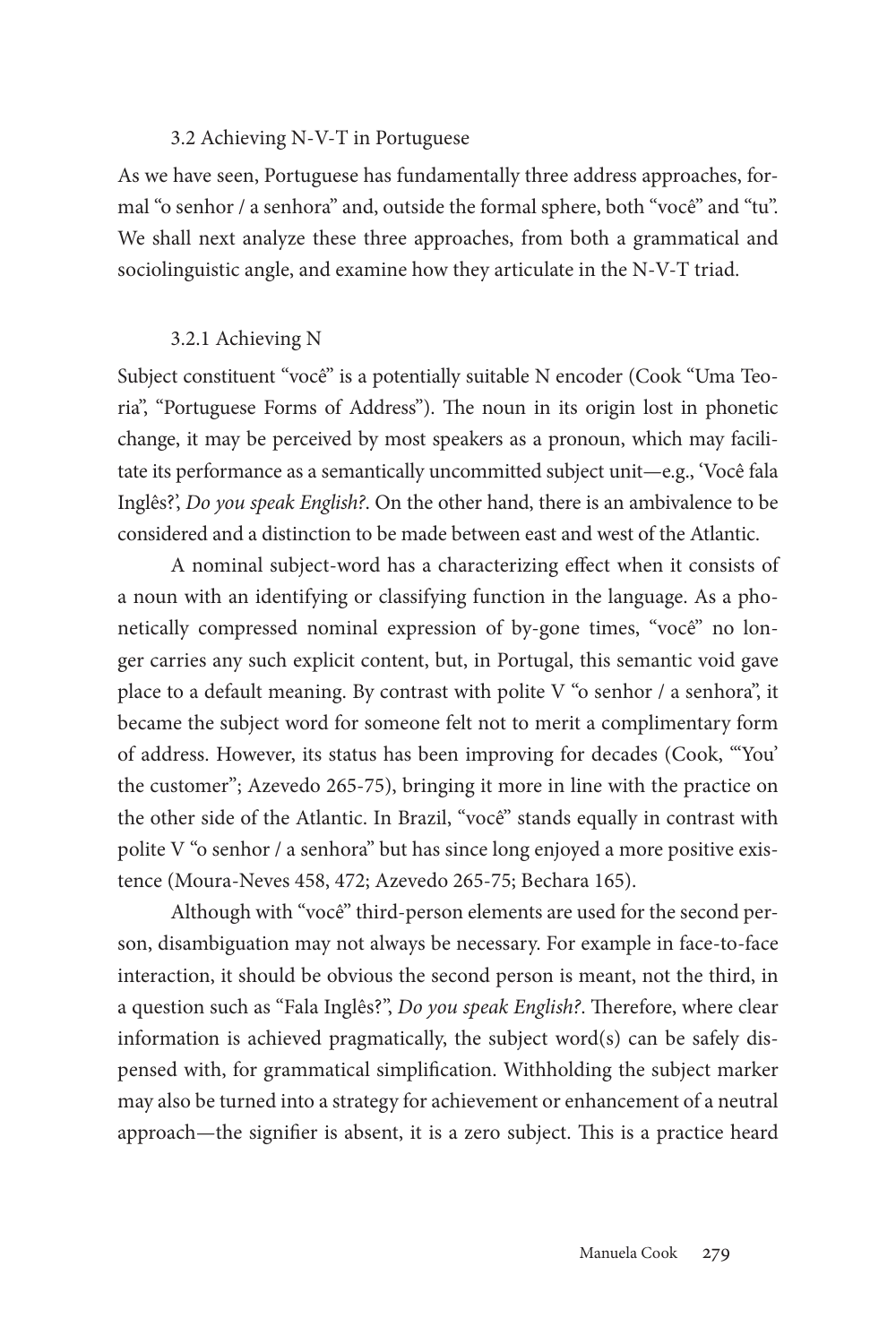### 3.2 Achieving N-V-T in Portuguese

As we have seen, Portuguese has fundamentally three address approaches, formal "o senhor / a senhora" and, outside the formal sphere, both "você" and "tu". We shall next analyze these three approaches, from both a grammatical and sociolinguistic angle, and examine how they articulate in the N-V-T triad.

#### 3.2.1 Achieving N

Subject constituent "você" is a potentially suitable N encoder (Cook "Uma Teoria", "Portuguese Forms of Address"). The noun in its origin lost in phonetic change, it may be perceived by most speakers as a pronoun, which may facilitate its performance as a semantically uncommitted subject unit—e.g., 'Você fala Inglês?', *Do you speak English?*. On the other hand, there is an ambivalence to be considered and a distinction to be made between east and west of the Atlantic.

A nominal subject-word has a characterizing effect when it consists of a noun with an identifying or classifying function in the language. As a phonetically compressed nominal expression of by-gone times, "você" no longer carries any such explicit content, but, in Portugal, this semantic void gave place to a default meaning. By contrast with polite V "o senhor / a senhora", it became the subject word for someone felt not to merit a complimentary form of address. However, its status has been improving for decades (Cook, "'You' the customer"; Azevedo 265-75), bringing it more in line with the practice on the other side of the Atlantic. In Brazil, "você" stands equally in contrast with polite V "o senhor / a senhora" but has since long enjoyed a more positive existence (Moura-Neves 458, 472; Azevedo 265-75; Bechara 165).

Although with "você" third-person elements are used for the second person, disambiguation may not always be necessary. For example in face-to-face interaction, it should be obvious the second person is meant, not the third, in a question such as "Fala Inglês?", *Do you speak English?*. Therefore, where clear information is achieved pragmatically, the subject word(s) can be safely dispensed with, for grammatical simplification. Withholding the subject marker may also be turned into a strategy for achievement or enhancement of a neutral approach—the signifier is absent, it is a zero subject. This is a practice heard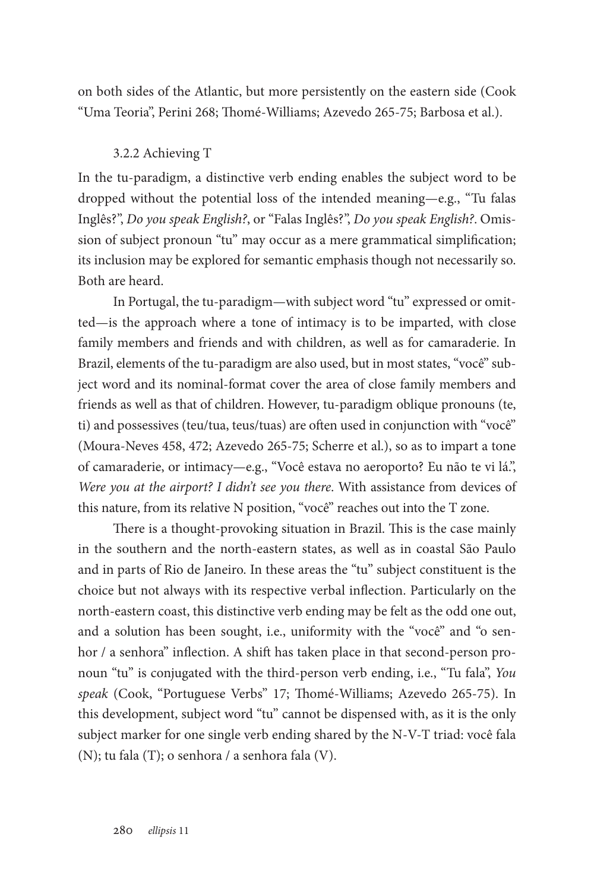on both sides of the Atlantic, but more persistently on the eastern side (Cook "Uma Teoria", Perini 268; Thomé-Williams; Azevedo 265-75; Barbosa et al.).

### 3.2.2 Achieving T

In the tu-paradigm, a distinctive verb ending enables the subject word to be dropped without the potential loss of the intended meaning—e.g., "Tu falas Inglês?", *Do you speak English?*, or "Falas Inglês?", *Do you speak English?*. Omission of subject pronoun "tu" may occur as a mere grammatical simplification; its inclusion may be explored for semantic emphasis though not necessarily so. Both are heard.

In Portugal, the tu-paradigm—with subject word "tu" expressed or omitted—is the approach where a tone of intimacy is to be imparted, with close family members and friends and with children, as well as for camaraderie. In Brazil, elements of the tu-paradigm are also used, but in most states, "você" subject word and its nominal-format cover the area of close family members and friends as well as that of children. However, tu-paradigm oblique pronouns (te, ti) and possessives (teu/tua, teus/tuas) are often used in conjunction with "você" (Moura-Neves 458, 472; Azevedo 265-75; Scherre et al.), so as to impart a tone of camaraderie, or intimacy—e.g., "Você estava no aeroporto? Eu não te vi lá.", *Were you at the airport? I didn't see you there*. With assistance from devices of this nature, from its relative N position, "você" reaches out into the T zone.

There is a thought-provoking situation in Brazil. This is the case mainly in the southern and the north-eastern states, as well as in coastal São Paulo and in parts of Rio de Janeiro. In these areas the "tu" subject constituent is the choice but not always with its respective verbal inflection. Particularly on the north-eastern coast, this distinctive verb ending may be felt as the odd one out, and a solution has been sought, i.e., uniformity with the "você" and "o senhor / a senhora" inflection. A shift has taken place in that second-person pronoun "tu" is conjugated with the third-person verb ending, i.e., "Tu fala", *You speak* (Cook, "Portuguese Verbs" 17; Thomé-Williams; Azevedo 265-75). In this development, subject word "tu" cannot be dispensed with, as it is the only subject marker for one single verb ending shared by the N-V-T triad: você fala (N); tu fala (T); o senhora / a senhora fala (V).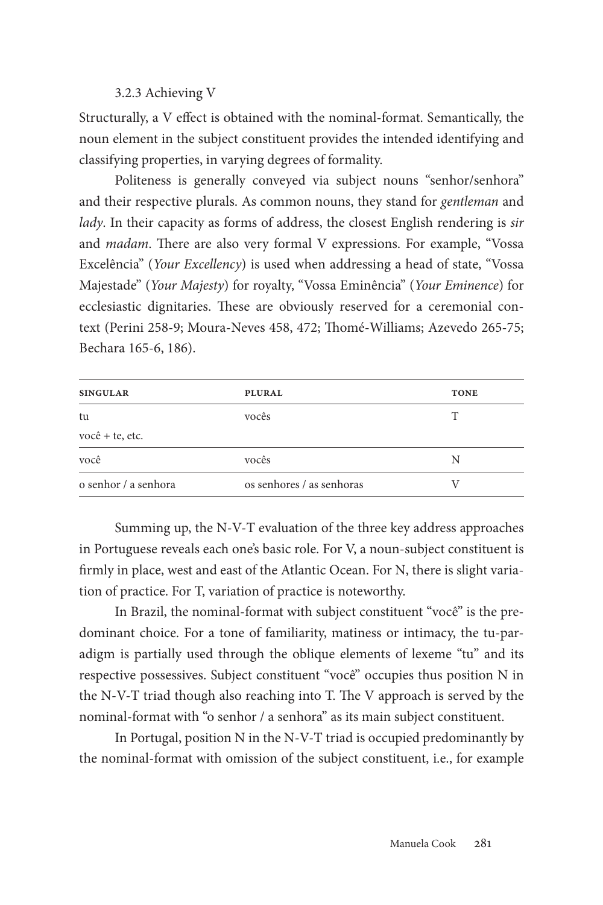### 3.2.3 Achieving V

Structurally, a V effect is obtained with the nominal-format. Semantically, the noun element in the subject constituent provides the intended identifying and classifying properties, in varying degrees of formality.

Politeness is generally conveyed via subject nouns "senhor/senhora" and their respective plurals. As common nouns, they stand for *gentleman* and *lady*. In their capacity as forms of address, the closest English rendering is *sir* and *madam*. There are also very formal V expressions. For example, "Vossa Excelência" (*Your Excellency*) is used when addressing a head of state, "Vossa Majestade" (*Your Majesty*) for royalty, "Vossa Eminência" (*Your Eminence*) for ecclesiastic dignitaries. These are obviously reserved for a ceremonial context (Perini 258-9; Moura-Neves 458, 472; Thomé-Williams; Azevedo 265-75; Bechara 165-6, 186).

| SINGULAR | PLURAL | TONE |
|---|---|---|
| tu<br>você + te, etc. | vocês | T |
| você | vocês | N |
| o senhor / a senhora | os senhores / as senhoras | V |

Summing up, the N-V-T evaluation of the three key address approaches in Portuguese reveals each one's basic role. For V, a noun-subject constituent is firmly in place, west and east of the Atlantic Ocean. For N, there is slight variation of practice. For T, variation of practice is noteworthy.

In Brazil, the nominal-format with subject constituent "você" is the predominant choice. For a tone of familiarity, matiness or intimacy, the tu-paradigm is partially used through the oblique elements of lexeme "tu" and its respective possessives. Subject constituent "você" occupies thus position N in the N-V-T triad though also reaching into T. The V approach is served by the nominal-format with "o senhor / a senhora" as its main subject constituent.

In Portugal, position N in the N-V-T triad is occupied predominantly by the nominal-format with omission of the subject constituent, i.e., for example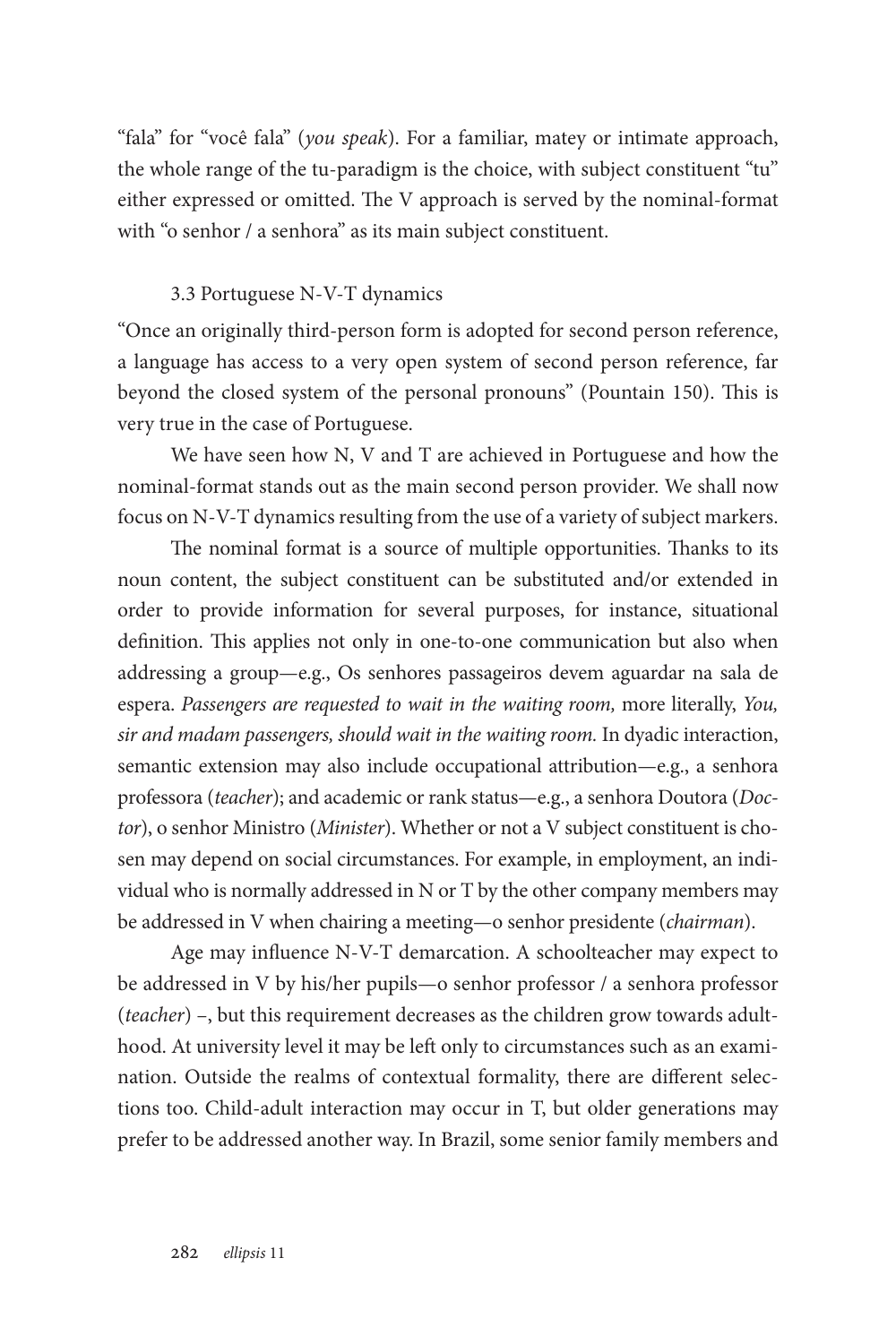"fala" for "você fala" (*you speak*). For a familiar, matey or intimate approach, the whole range of the tu-paradigm is the choice, with subject constituent "tu" either expressed or omitted. The V approach is served by the nominal-format with "o senhor / a senhora" as its main subject constituent.

### 3.3 Portuguese N-V-T dynamics

"Once an originally third-person form is adopted for second person reference, a language has access to a very open system of second person reference, far beyond the closed system of the personal pronouns" (Pountain 150). This is very true in the case of Portuguese.

We have seen how N, V and T are achieved in Portuguese and how the nominal-format stands out as the main second person provider. We shall now focus on N-V-T dynamics resulting from the use of a variety of subject markers.

The nominal format is a source of multiple opportunities. Thanks to its noun content, the subject constituent can be substituted and/or extended in order to provide information for several purposes, for instance, situational definition. This applies not only in one-to-one communication but also when addressing a group—e.g., Os senhores passageiros devem aguardar na sala de espera. *Passengers are requested to wait in the waiting room,* more literally, *You, sir and madam passengers, should wait in the waiting room.* In dyadic interaction, semantic extension may also include occupational attribution—e.g., a senhora professora (*teacher*); and academic or rank status—e.g., a senhora Doutora (*Doctor*), o senhor Ministro (*Minister*). Whether or not a V subject constituent is chosen may depend on social circumstances. For example, in employment, an individual who is normally addressed in N or T by the other company members may be addressed in V when chairing a meeting—o senhor presidente (*chairman*).

Age may influence N-V-T demarcation. A schoolteacher may expect to be addressed in V by his/her pupils—o senhor professor / a senhora professor (*teacher*) –, but this requirement decreases as the children grow towards adulthood. At university level it may be left only to circumstances such as an examination. Outside the realms of contextual formality, there are different selections too. Child-adult interaction may occur in T, but older generations may prefer to be addressed another way. In Brazil, some senior family members and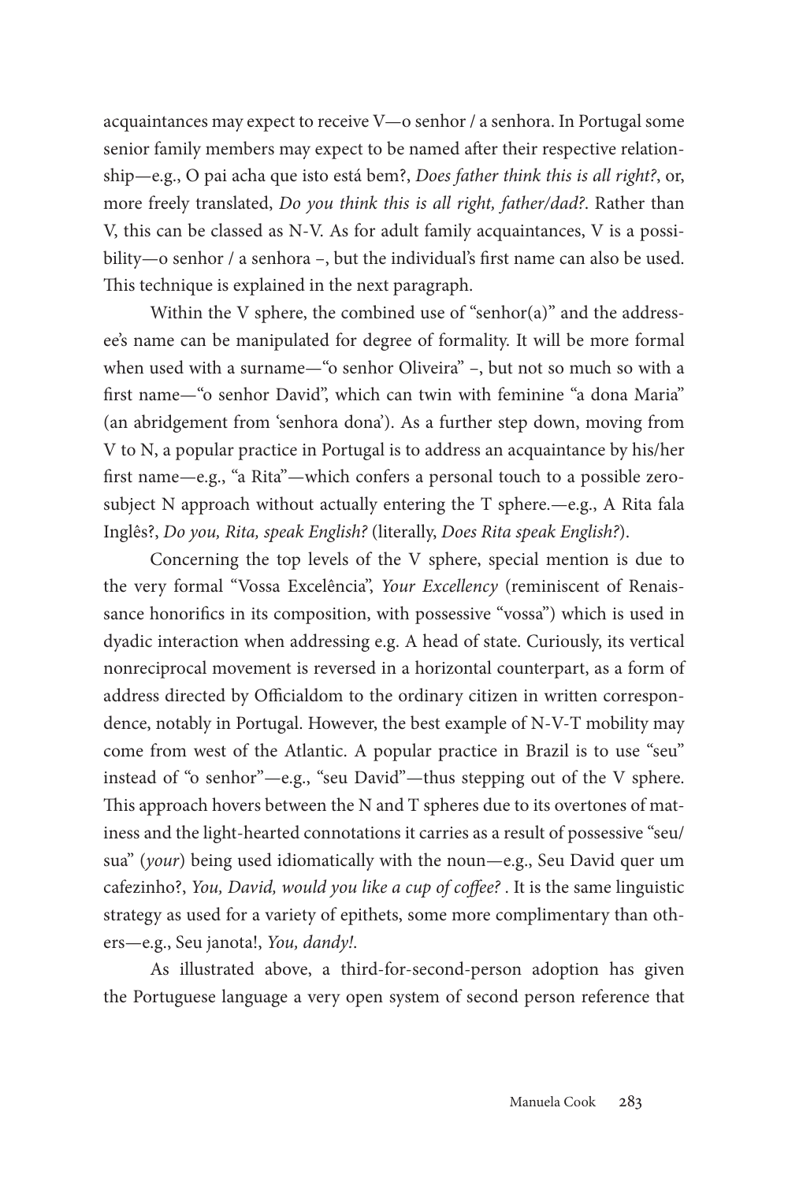acquaintances may expect to receive V—o senhor / a senhora. In Portugal some senior family members may expect to be named after their respective relationship—e.g., O pai acha que isto está bem?, *Does father think this is all right?*, or, more freely translated, *Do you think this is all right, father/dad?*. Rather than V, this can be classed as N-V. As for adult family acquaintances, V is a possibility—o senhor / a senhora –, but the individual's first name can also be used. This technique is explained in the next paragraph.

Within the V sphere, the combined use of "senhor(a)" and the addressee's name can be manipulated for degree of formality. It will be more formal when used with a surname—"o senhor Oliveira" –, but not so much so with a first name—"o senhor David", which can twin with feminine "a dona Maria" (an abridgement from 'senhora dona'). As a further step down, moving from V to N, a popular practice in Portugal is to address an acquaintance by his/her first name—e.g., "a Rita"—which confers a personal touch to a possible zero-subject N approach without actually entering the T sphere.—e.g., A Rita fala Inglês?, *Do you, Rita, speak English?* (literally, *Does Rita speak English?*).

Concerning the top levels of the V sphere, special mention is due to the very formal "Vossa Excelência", *Your Excellency* (reminiscent of Renaissance honorifics in its composition, with possessive "vossa") which is used in dyadic interaction when addressing e.g. A head of state. Curiously, its vertical nonreciprocal movement is reversed in a horizontal counterpart, as a form of address directed by Officialdom to the ordinary citizen in written correspondence, notably in Portugal. However, the best example of N-V-T mobility may come from west of the Atlantic. A popular practice in Brazil is to use "seu" instead of "o senhor"—e.g., "seu David"—thus stepping out of the V sphere. This approach hovers between the N and T spheres due to its overtones of matiness and the light-hearted connotations it carries as a result of possessive "seu/sua" (*your*) being used idiomatically with the noun—e.g., Seu David quer um cafezinho?, *You, David, would you like a cup of coffee?* . It is the same linguistic strategy as used for a variety of epithets, some more complimentary than others—e.g., Seu janota!, *You, dandy!*.

As illustrated above, a third-for-second-person adoption has given the Portuguese language a very open system of second person reference that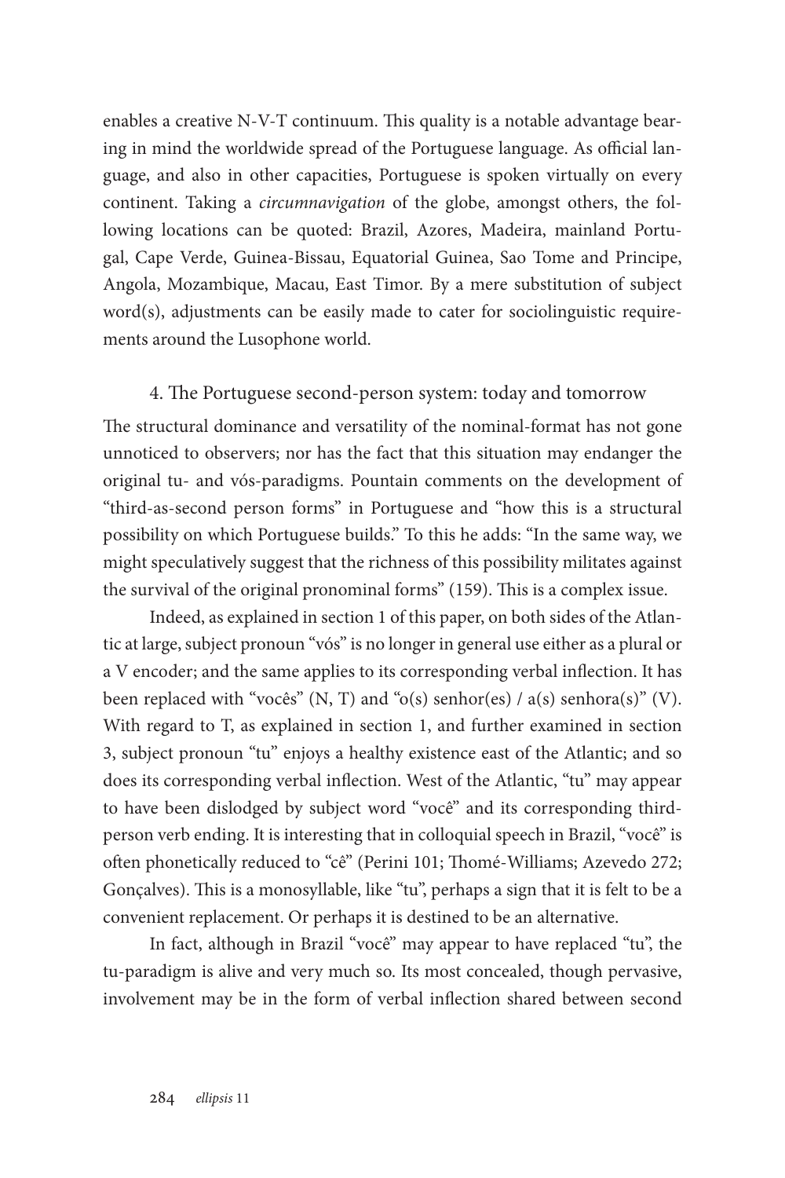enables a creative N-V-T continuum. This quality is a notable advantage bearing in mind the worldwide spread of the Portuguese language. As official language, and also in other capacities, Portuguese is spoken virtually on every continent. Taking a *circumnavigation* of the globe, amongst others, the following locations can be quoted: Brazil, Azores, Madeira, mainland Portugal, Cape Verde, Guinea-Bissau, Equatorial Guinea, Sao Tome and Principe, Angola, Mozambique, Macau, East Timor. By a mere substitution of subject word(s), adjustments can be easily made to cater for sociolinguistic requirements around the Lusophone world.

## 4. The Portuguese second-person system: today and tomorrow

The structural dominance and versatility of the nominal-format has not gone unnoticed to observers; nor has the fact that this situation may endanger the original tu- and vós-paradigms. Pountain comments on the development of "third-as-second person forms" in Portuguese and "how this is a structural possibility on which Portuguese builds." To this he adds: "In the same way, we might speculatively suggest that the richness of this possibility militates against the survival of the original pronominal forms" (159). This is a complex issue.

Indeed, as explained in section 1 of this paper, on both sides of the Atlantic at large, subject pronoun "vós" is no longer in general use either as a plural or a V encoder; and the same applies to its corresponding verbal inflection. It has been replaced with "vocês" (N, T) and "o(s) senhor(es) / a(s) senhora(s)" (V). With regard to T, as explained in section 1, and further examined in section 3, subject pronoun "tu" enjoys a healthy existence east of the Atlantic; and so does its corresponding verbal inflection. West of the Atlantic, "tu" may appear to have been dislodged by subject word "você" and its corresponding third-person verb ending. It is interesting that in colloquial speech in Brazil, "você" is often phonetically reduced to "cê" (Perini 101; Thomé-Williams; Azevedo 272; Gonçalves). This is a monosyllable, like "tu", perhaps a sign that it is felt to be a convenient replacement. Or perhaps it is destined to be an alternative.

In fact, although in Brazil "você" may appear to have replaced "tu", the tu-paradigm is alive and very much so. Its most concealed, though pervasive, involvement may be in the form of verbal inflection shared between second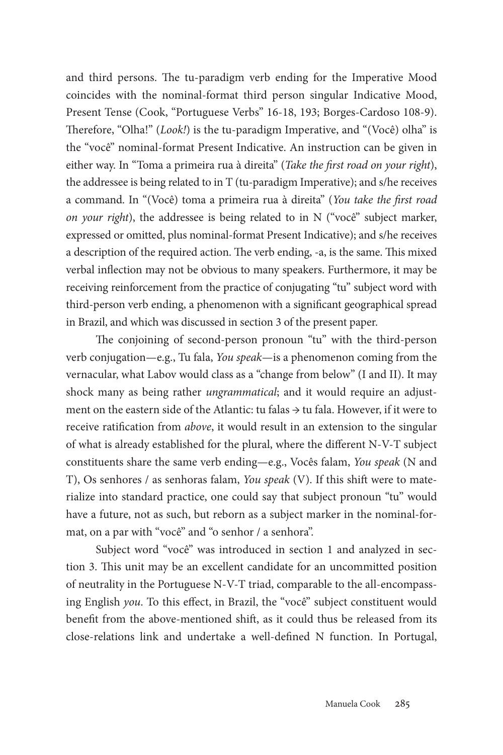and third persons. The tu-paradigm verb ending for the Imperative Mood coincides with the nominal-format third person singular Indicative Mood, Present Tense (Cook, "Portuguese Verbs" 16-18, 193; Borges-Cardoso 108-9). Therefore, "Olha!" (*Look!*) is the tu-paradigm Imperative, and "(Você) olha" is the "você" nominal-format Present Indicative. An instruction can be given in either way. In "Toma a primeira rua à direita" (*Take the first road on your right*), the addressee is being related to in T (tu-paradigm Imperative); and s/he receives a command. In "(Você) toma a primeira rua à direita" (*You take the first road on your right*), the addressee is being related to in N ("você" subject marker, expressed or omitted, plus nominal-format Present Indicative); and s/he receives a description of the required action. The verb ending, -a, is the same. This mixed verbal inflection may not be obvious to many speakers. Furthermore, it may be receiving reinforcement from the practice of conjugating "tu" subject word with third-person verb ending, a phenomenon with a significant geographical spread in Brazil, and which was discussed in section 3 of the present paper.

The conjoining of second-person pronoun "tu" with the third-person verb conjugation—e.g., Tu fala, *You speak*—is a phenomenon coming from the vernacular, what Labov would class as a "change from below" (I and II). It may shock many as being rather *ungrammatical*; and it would require an adjustment on the eastern side of the Atlantic: tu falas → tu fala. However, if it were to receive ratification from *above*, it would result in an extension to the singular of what is already established for the plural, where the different N-V-T subject constituents share the same verb ending—e.g., Vocês falam, *You speak* (N and T), Os senhores / as senhoras falam, *You speak* (V). If this shift were to materialize into standard practice, one could say that subject pronoun "tu" would have a future, not as such, but reborn as a subject marker in the nominal-format, on a par with "você" and "o senhor / a senhora".

Subject word "você" was introduced in section 1 and analyzed in section 3. This unit may be an excellent candidate for an uncommitted position of neutrality in the Portuguese N-V-T triad, comparable to the all-encompassing English *you*. To this effect, in Brazil, the "você" subject constituent would benefit from the above-mentioned shift, as it could thus be released from its close-relations link and undertake a well-defined N function. In Portugal,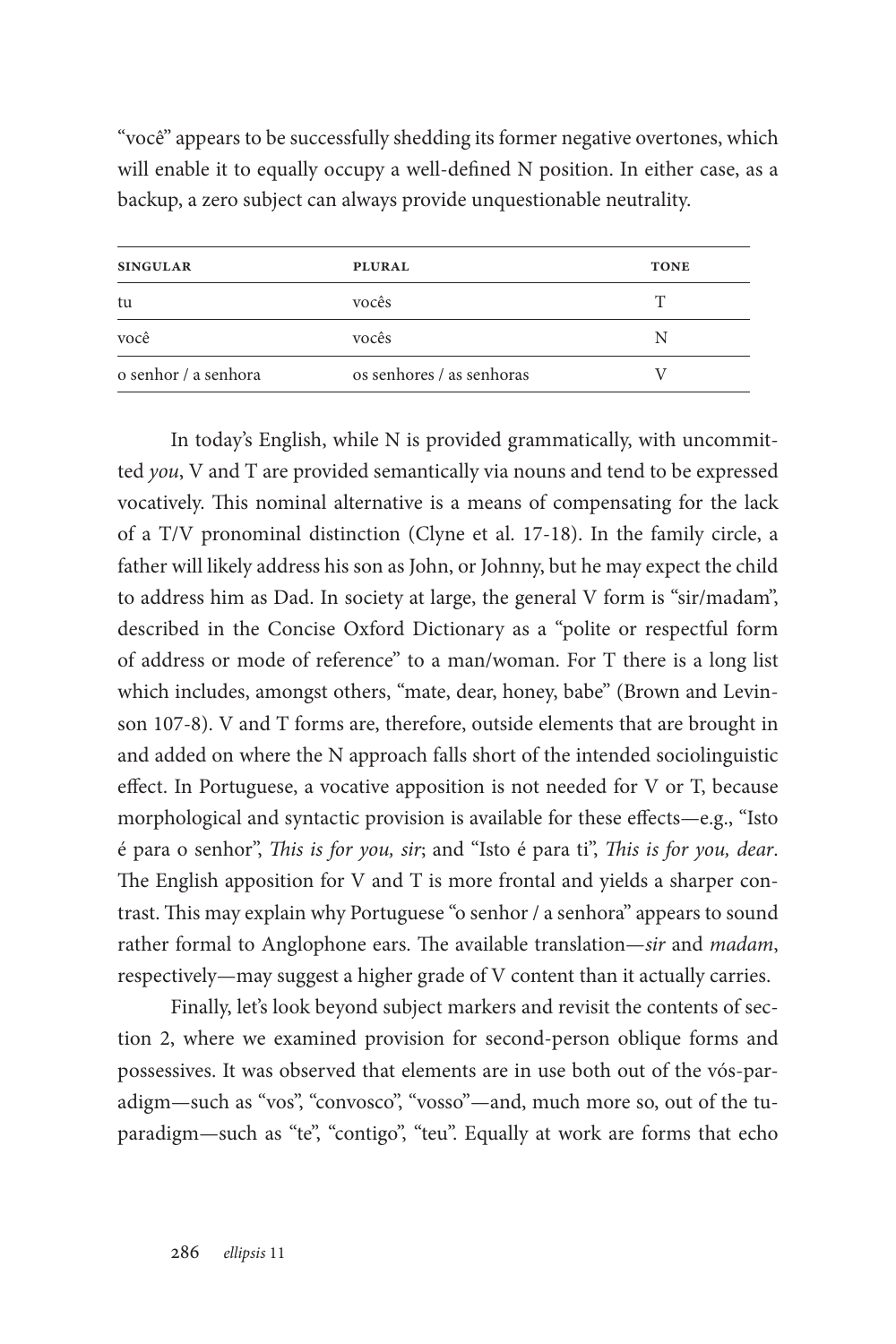"você" appears to be successfully shedding its former negative overtones, which will enable it to equally occupy a well-defined N position. In either case, as a backup, a zero subject can always provide unquestionable neutrality.

| SINGULAR | PLURAL | TONE |
|---|---|---|
| tu | vocês | T |
| você | vocês | N |
| o senhor / a senhora | os senhores / as senhoras | V |

In today's English, while N is provided grammatically, with uncommitted *you*, V and T are provided semantically via nouns and tend to be expressed vocatively. This nominal alternative is a means of compensating for the lack of a T/V pronominal distinction (Clyne et al. 17-18). In the family circle, a father will likely address his son as John, or Johnny, but he may expect the child to address him as Dad. In society at large, the general V form is "sir/madam", described in the Concise Oxford Dictionary as a "polite or respectful form of address or mode of reference" to a man/woman. For T there is a long list which includes, amongst others, "mate, dear, honey, babe" (Brown and Levinson 107-8). V and T forms are, therefore, outside elements that are brought in and added on where the N approach falls short of the intended sociolinguistic effect. In Portuguese, a vocative apposition is not needed for V or T, because morphological and syntactic provision is available for these effects—e.g., "Isto é para o senhor", *This is for you, sir*; and "Isto é para ti", *This is for you, dear*. The English apposition for V and T is more frontal and yields a sharper contrast. This may explain why Portuguese "o senhor / a senhora" appears to sound rather formal to Anglophone ears. The available translation—*sir* and *madam*, respectively—may suggest a higher grade of V content than it actually carries.

Finally, let's look beyond subject markers and revisit the contents of section 2, where we examined provision for second-person oblique forms and possessives. It was observed that elements are in use both out of the vós-paradigm—such as "vos", "convosco", "vosso"—and, much more so, out of the tu-paradigm—such as "te", "contigo", "teu". Equally at work are forms that echo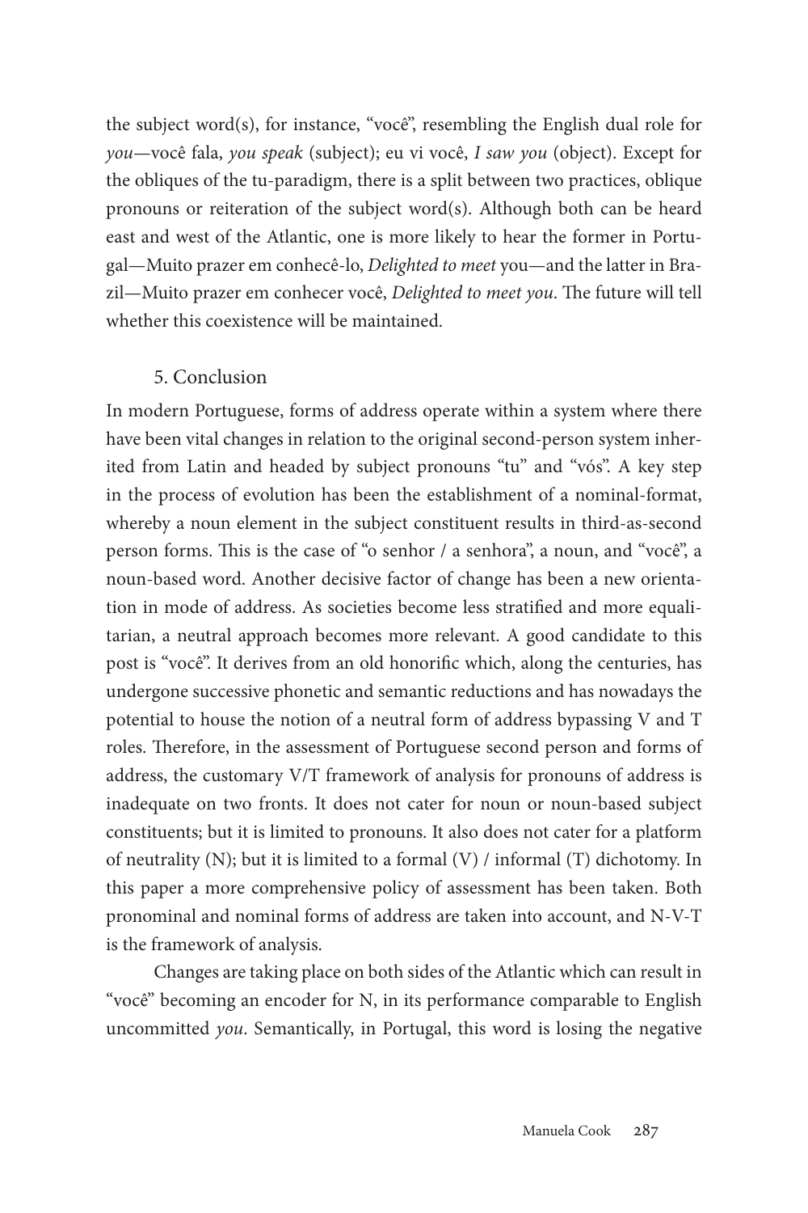the subject word(s), for instance, "você", resembling the English dual role for *you*—você fala, *you speak* (subject); eu vi você, *I saw you* (object). Except for the obliques of the tu-paradigm, there is a split between two practices, oblique pronouns or reiteration of the subject word(s). Although both can be heard east and west of the Atlantic, one is more likely to hear the former in Portugal—Muito prazer em conhecê-lo, *Delighted to meet* you—and the latter in Brazil—Muito prazer em conhecer você, *Delighted to meet you*. The future will tell whether this coexistence will be maintained.

## 5. Conclusion

In modern Portuguese, forms of address operate within a system where there have been vital changes in relation to the original second-person system inherited from Latin and headed by subject pronouns "tu" and "vós". A key step in the process of evolution has been the establishment of a nominal-format, whereby a noun element in the subject constituent results in third-as-second person forms. This is the case of "o senhor / a senhora", a noun, and "você", a noun-based word. Another decisive factor of change has been a new orientation in mode of address. As societies become less stratified and more equalitarian, a neutral approach becomes more relevant. A good candidate to this post is "você". It derives from an old honorific which, along the centuries, has undergone successive phonetic and semantic reductions and has nowadays the potential to house the notion of a neutral form of address bypassing V and T roles. Therefore, in the assessment of Portuguese second person and forms of address, the customary V/T framework of analysis for pronouns of address is inadequate on two fronts. It does not cater for noun or noun-based subject constituents; but it is limited to pronouns. It also does not cater for a platform of neutrality (N); but it is limited to a formal (V) / informal (T) dichotomy. In this paper a more comprehensive policy of assessment has been taken. Both pronominal and nominal forms of address are taken into account, and N-V-T is the framework of analysis.

Changes are taking place on both sides of the Atlantic which can result in "você" becoming an encoder for N, in its performance comparable to English uncommitted *you*. Semantically, in Portugal, this word is losing the negative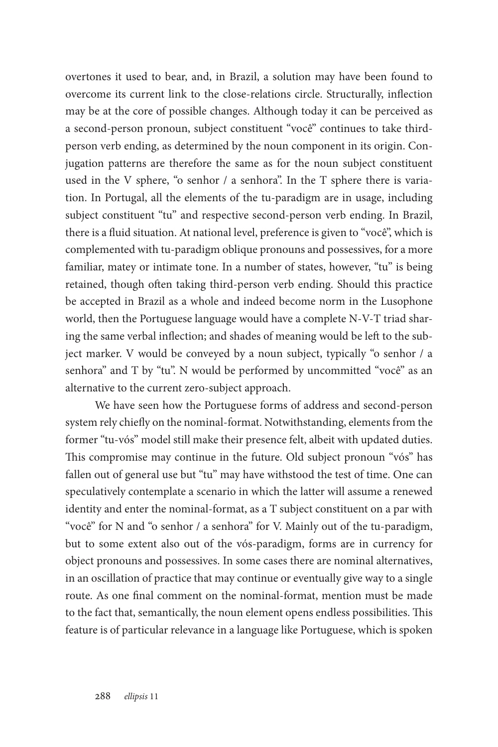overtones it used to bear, and, in Brazil, a solution may have been found to overcome its current link to the close-relations circle. Structurally, inflection may be at the core of possible changes. Although today it can be perceived as a second-person pronoun, subject constituent "você" continues to take third-person verb ending, as determined by the noun component in its origin. Conjugation patterns are therefore the same as for the noun subject constituent used in the V sphere, "o senhor / a senhora". In the T sphere there is variation. In Portugal, all the elements of the tu-paradigm are in usage, including subject constituent "tu" and respective second-person verb ending. In Brazil, there is a fluid situation. At national level, preference is given to "você", which is complemented with tu-paradigm oblique pronouns and possessives, for a more familiar, matey or intimate tone. In a number of states, however, "tu" is being retained, though often taking third-person verb ending. Should this practice be accepted in Brazil as a whole and indeed become norm in the Lusophone world, then the Portuguese language would have a complete N-V-T triad sharing the same verbal inflection; and shades of meaning would be left to the subject marker. V would be conveyed by a noun subject, typically "o senhor / a senhora" and T by "tu". N would be performed by uncommitted "você" as an alternative to the current zero-subject approach.

We have seen how the Portuguese forms of address and second-person system rely chiefly on the nominal-format. Notwithstanding, elements from the former "tu-vós" model still make their presence felt, albeit with updated duties. This compromise may continue in the future. Old subject pronoun "vós" has fallen out of general use but "tu" may have withstood the test of time. One can speculatively contemplate a scenario in which the latter will assume a renewed identity and enter the nominal-format, as a T subject constituent on a par with "você" for N and "o senhor / a senhora" for V. Mainly out of the tu-paradigm, but to some extent also out of the vós-paradigm, forms are in currency for object pronouns and possessives. In some cases there are nominal alternatives, in an oscillation of practice that may continue or eventually give way to a single route. As one final comment on the nominal-format, mention must be made to the fact that, semantically, the noun element opens endless possibilities. This feature is of particular relevance in a language like Portuguese, which is spoken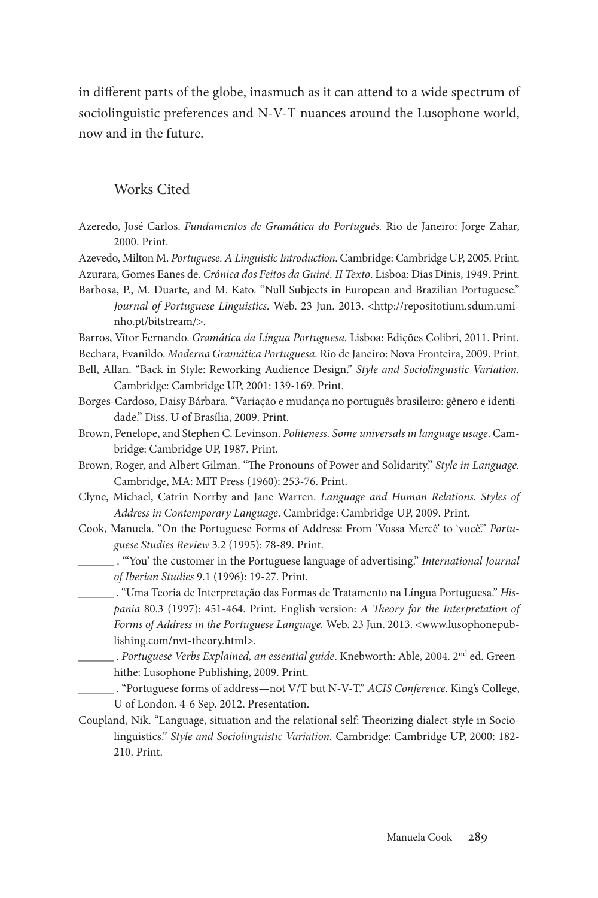in different parts of the globe, inasmuch as it can attend to a wide spectrum of sociolinguistic preferences and N-V-T nuances around the Lusophone world, now and in the future.

## Works Cited

Azeredo, José Carlos. *Fundamentos de Gramática do Português.* Rio de Janeiro: Jorge Zahar, 2000. Print.

Azevedo, Milton M. *Portuguese. A Linguistic Introduction.* Cambridge: Cambridge UP, 2005. Print.

Azurara, Gomes Eanes de. *Crónica dos Feitos da Guiné. II Texto*. Lisboa: Dias Dinis, 1949. Print.

Barbosa, P., M. Duarte, and M. Kato. "Null Subjects in European and Brazilian Portuguese." *Journal of Portuguese Linguistics.* Web. 23 Jun. 2013. <http://repositotium.sdum.uminho.pt/bitstream/>.

Barros, Vítor Fernando. *Gramática da Língua Portuguesa.* Lisboa: Edições Colibri, 2011. Print.

Bechara, Evanildo. *Moderna Gramática Portuguesa.* Rio de Janeiro: Nova Fronteira, 2009. Print.

Bell, Allan. "Back in Style: Reworking Audience Design." *Style and Sociolinguistic Variation.* Cambridge: Cambridge UP, 2001: 139-169. Print.

Borges-Cardoso, Daisy Bárbara. "Variação e mudança no português brasileiro: gênero e identidade." Diss. U of Brasília, 2009. Print.

Brown, Penelope, and Stephen C. Levinson. *Politeness. Some universals in language usage*. Cambridge: Cambridge UP, 1987. Print.

Brown, Roger, and Albert Gilman. "The Pronouns of Power and Solidarity." *Style in Language.* Cambridge, MA: MIT Press (1960): 253-76. Print.

Clyne, Michael, Catrin Norrby and Jane Warren. *Language and Human Relations. Styles of Address in Contemporary Language*. Cambridge: Cambridge UP, 2009. Print.

Cook, Manuela. "On the Portuguese Forms of Address: From 'Vossa Mercê' to 'você'." *Portuguese Studies Review* 3.2 (1995): 78-89. Print.

______ . "'You' the customer in the Portuguese language of advertising." *International Journal of Iberian Studies* 9.1 (1996): 19-27. Print.

______ . "Uma Teoria de Interpretação das Formas de Tratamento na Língua Portuguesa." *Hispania* 80.3 (1997): 451-464. Print. English version: *A Theory for the Interpretation of Forms of Address in the Portuguese Language.* Web. 23 Jun. 2013. <www.lusophonepublishing.com/nvt-theory.html>.

______ . *Portuguese Verbs Explained, an essential guide*. Knebworth: Able, 2004. 2nd ed. Greenhithe: Lusophone Publishing, 2009. Print.

______ . "Portuguese forms of address—not V/T but N-V-T." *ACIS Conference*. King's College, U of London. 4-6 Sep. 2012. Presentation.

Coupland, Nik. "Language, situation and the relational self: Theorizing dialect-style in Sociolinguistics." *Style and Sociolinguistic Variation.* Cambridge: Cambridge UP, 2000: 182-210. Print.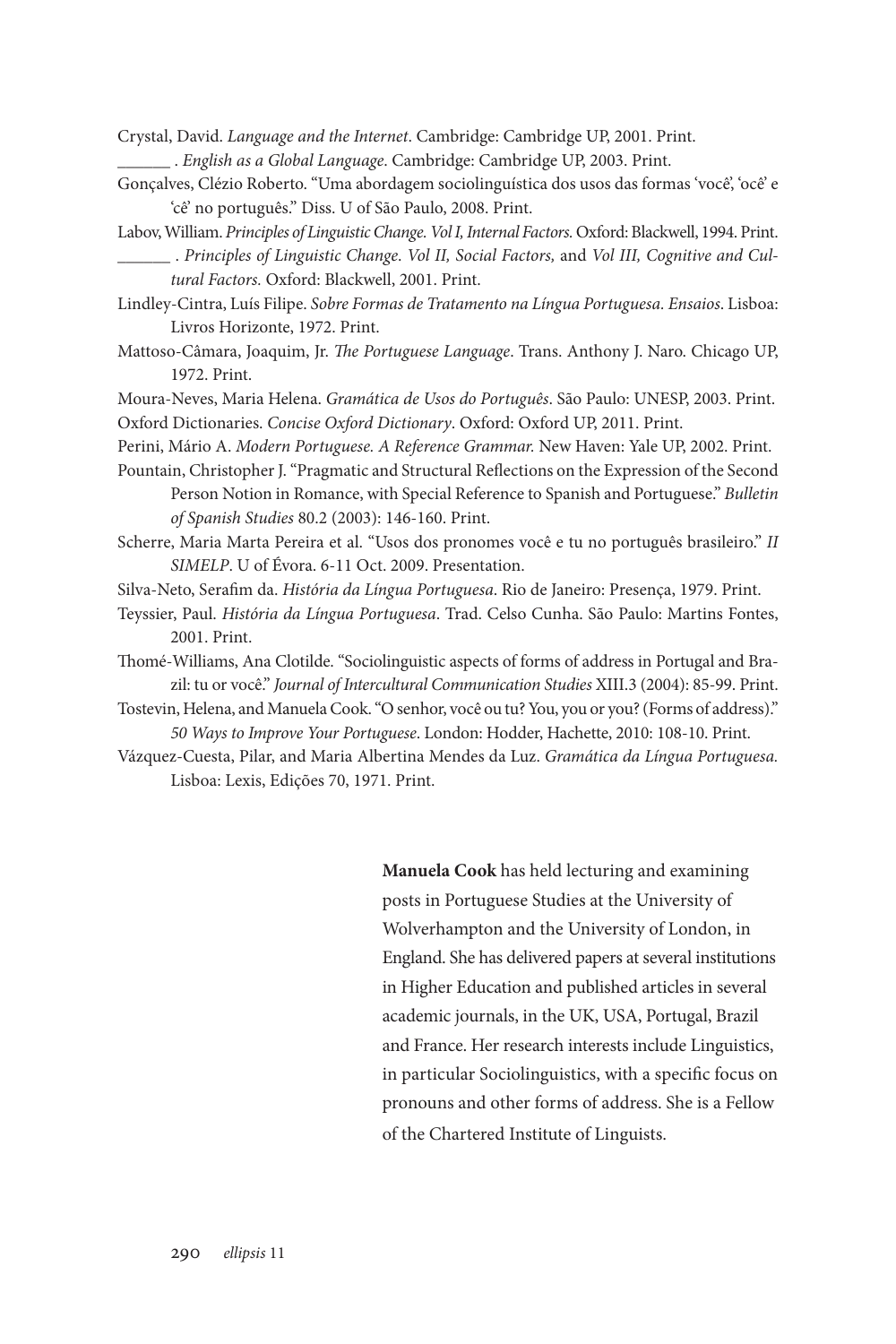Crystal, David. *Language and the Internet*. Cambridge: Cambridge UP, 2001. Print.

______ . *English as a Global Language*. Cambridge: Cambridge UP, 2003. Print.

Gonçalves, Clézio Roberto. "Uma abordagem sociolinguística dos usos das formas 'você', 'ocê' e 'cê' no português." Diss. U of São Paulo, 2008. Print.

Labov, William. *Principles of Linguistic Change. Vol I, Internal Factors.* Oxford: Blackwell, 1994. Print.

______ . *Principles of Linguistic Change. Vol II, Social Factors,* and *Vol III, Cognitive and Cultural Factors.* Oxford: Blackwell, 2001. Print.

Lindley-Cintra, Luís Filipe. *Sobre Formas de Tratamento na Língua Portuguesa. Ensaios*. Lisboa: Livros Horizonte, 1972. Print.

Mattoso-Câmara, Joaquim, Jr. *The Portuguese Language*. Trans. Anthony J. Naro. Chicago UP, 1972. Print.

Moura-Neves, Maria Helena. *Gramática de Usos do Português*. São Paulo: UNESP, 2003. Print.

Oxford Dictionaries. *Concise Oxford Dictionary*. Oxford: Oxford UP, 2011. Print.

Perini, Mário A. *Modern Portuguese. A Reference Grammar.* New Haven: Yale UP, 2002. Print.

Pountain, Christopher J. "Pragmatic and Structural Reflections on the Expression of the Second Person Notion in Romance, with Special Reference to Spanish and Portuguese." *Bulletin of Spanish Studies* 80.2 (2003): 146-160. Print.

Scherre, Maria Marta Pereira et al. "Usos dos pronomes você e tu no português brasileiro." *II SIMELP*. U of Évora. 6-11 Oct. 2009. Presentation.

Silva-Neto, Serafim da. *História da Língua Portuguesa*. Rio de Janeiro: Presença, 1979. Print.

Teyssier, Paul. *História da Língua Portuguesa*. Trad. Celso Cunha. São Paulo: Martins Fontes, 2001. Print.

Thomé-Williams, Ana Clotilde. "Sociolinguistic aspects of forms of address in Portugal and Brazil: tu or você." *Journal of Intercultural Communication Studies* XIII.3 (2004): 85-99. Print.

Tostevin, Helena, and Manuela Cook. "O senhor, você ou tu? You, you or you? (Forms of address)." *50 Ways to Improve Your Portuguese*. London: Hodder, Hachette, 2010: 108-10. Print.

Vázquez-Cuesta, Pilar, and Maria Albertina Mendes da Luz. *Gramática da Língua Portuguesa.* Lisboa: Lexis, Edições 70, 1971. Print.

**Manuela Cook** has held lecturing and examining posts in Portuguese Studies at the University of Wolverhampton and the University of London, in England. She has delivered papers at several institutions in Higher Education and published articles in several academic journals, in the UK, USA, Portugal, Brazil and France. Her research interests include Linguistics, in particular Sociolinguistics, with a specific focus on pronouns and other forms of address. She is a Fellow of the Chartered Institute of Linguists.